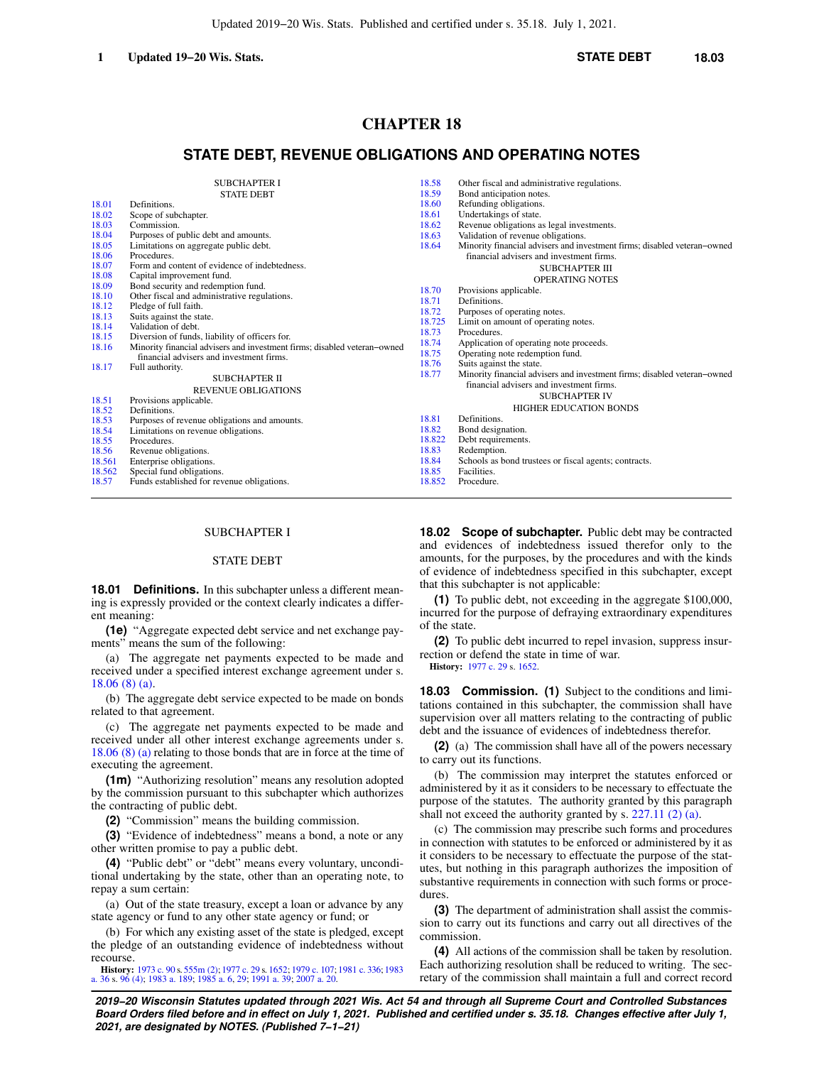# CHAPTER 18

## STATE DEBT, REVENUE OBLIGATIONS AND OPERATING NOTES

SUBCHAPTER I
STATE DEBT

| | |
|---|---|
| 18.01 | Definitions. |
| 18.02 | Scope of subchapter. |
| 18.03 | Commission. |
| 18.04 | Purposes of public debt and amounts. |
| 18.05 | Limitations on aggregate public debt. |
| 18.06 | Procedures. |
| 18.07 | Form and content of evidence of indebtedness. |
| 18.08 | Capital improvement fund. |
| 18.09 | Bond security and redemption fund. |
| 18.10 | Other fiscal and administrative regulations. |
| 18.12 | Pledge of full faith. |
| 18.13 | Suits against the state. |
| 18.14 | Validation of debt. |
| 18.15 | Diversion of funds, liability of officers for. |
| 18.16 | Minority financial advisers and investment firms; disabled veteran−owned financial advisers and investment firms. |
| 18.17 | Full authority. |

SUBCHAPTER II
REVENUE OBLIGATIONS

| | |
|---|---|
| 18.51 | Provisions applicable. |
| 18.52 | Definitions. |
| 18.53 | Purposes of revenue obligations and amounts. |
| 18.54 | Limitations on revenue obligations. |
| 18.55 | Procedures. |
| 18.56 | Revenue obligations. |
| 18.561 | Enterprise obligations. |
| 18.562 | Special fund obligations. |
| 18.57 | Funds established for revenue obligations. |
| 18.58 | Other fiscal and administrative regulations. |
| 18.59 | Bond anticipation notes. |
| 18.60 | Refunding obligations. |
| 18.61 | Undertakings of state. |
| 18.62 | Revenue obligations as legal investments. |
| 18.63 | Validation of revenue obligations. |
| 18.64 | Minority financial advisers and investment firms; disabled veteran−owned financial advisers and investment firms. |

SUBCHAPTER III
OPERATING NOTES

| | |
|---|---|
| 18.70 | Provisions applicable. |
| 18.71 | Definitions. |
| 18.72 | Purposes of operating notes. |
| 18.725 | Limit on amount of operating notes. |
| 18.73 | Procedures. |
| 18.74 | Application of operating note proceeds. |
| 18.75 | Operating note redemption fund. |
| 18.76 | Suits against the state. |
| 18.77 | Minority financial advisers and investment firms; disabled veteran−owned financial advisers and investment firms. |

SUBCHAPTER IV
HIGHER EDUCATION BONDS

| | |
|---|---|
| 18.81 | Definitions. |
| 18.82 | Bond designation. |
| 18.822 | Debt requirements. |
| 18.83 | Redemption. |
| 18.84 | Schools as bond trustees or fiscal agents; contracts. |
| 18.85 | Facilities. |
| 18.852 | Procedure. |

---

SUBCHAPTER I

STATE DEBT

**18.01 Definitions.** In this subchapter unless a different meaning is expressly provided or the context clearly indicates a different meaning:

**(1e)** "Aggregate expected debt service and net exchange payments" means the sum of the following:

(a) The aggregate net payments expected to be made and received under a specified interest exchange agreement under s. 18.06 (8) (a).

(b) The aggregate debt service expected to be made on bonds related to that agreement.

(c) The aggregate net payments expected to be made and received under all other interest exchange agreements under s. 18.06 (8) (a) relating to those bonds that are in force at the time of executing the agreement.

**(1m)** "Authorizing resolution" means any resolution adopted by the commission pursuant to this subchapter which authorizes the contracting of public debt.

**(2)** "Commission" means the building commission.

**(3)** "Evidence of indebtedness" means a bond, a note or any other written promise to pay a public debt.

**(4)** "Public debt" or "debt" means every voluntary, unconditional undertaking by the state, other than an operating note, to repay a sum certain:

(a) Out of the state treasury, except a loan or advance by any state agency or fund to any other state agency or fund; or

(b) For which any existing asset of the state is pledged, except the pledge of an outstanding evidence of indebtedness without recourse.

**History:** 1973 c. 90 s. 555m (2); 1977 c. 29 s. 1652; 1979 c. 107; 1981 c. 336; 1983 a. 36 s. 96 (4); 1983 a. 189; 1985 a. 6, 29; 1991 a. 39; 2007 a. 20.

**18.02 Scope of subchapter.** Public debt may be contracted and evidences of indebtedness issued therefor only to the amounts, for the purposes, by the procedures and with the kinds of evidence of indebtedness specified in this subchapter, except that this subchapter is not applicable:

**(1)** To public debt, not exceeding in the aggregate $100,000, incurred for the purpose of defraying extraordinary expenditures of the state.

**(2)** To public debt incurred to repel invasion, suppress insurrection or defend the state in time of war.

**History:** 1977 c. 29 s. 1652.

**18.03 Commission. (1)** Subject to the conditions and limitations contained in this subchapter, the commission shall have supervision over all matters relating to the contracting of public debt and the issuance of evidences of indebtedness therefor.

**(2)** (a) The commission shall have all of the powers necessary to carry out its functions.

(b) The commission may interpret the statutes enforced or administered by it as it considers to be necessary to effectuate the purpose of the statutes. The authority granted by this paragraph shall not exceed the authority granted by s. 227.11 (2) (a).

(c) The commission may prescribe such forms and procedures in connection with statutes to be enforced or administered by it as it considers to be necessary to effectuate the purpose of the statutes, but nothing in this paragraph authorizes the imposition of substantive requirements in connection with such forms or procedures.

**(3)** The department of administration shall assist the commission to carry out its functions and carry out all directives of the commission.

**(4)** All actions of the commission shall be taken by resolution. Each authorizing resolution shall be reduced to writing. The secretary of the commission shall maintain a full and correct record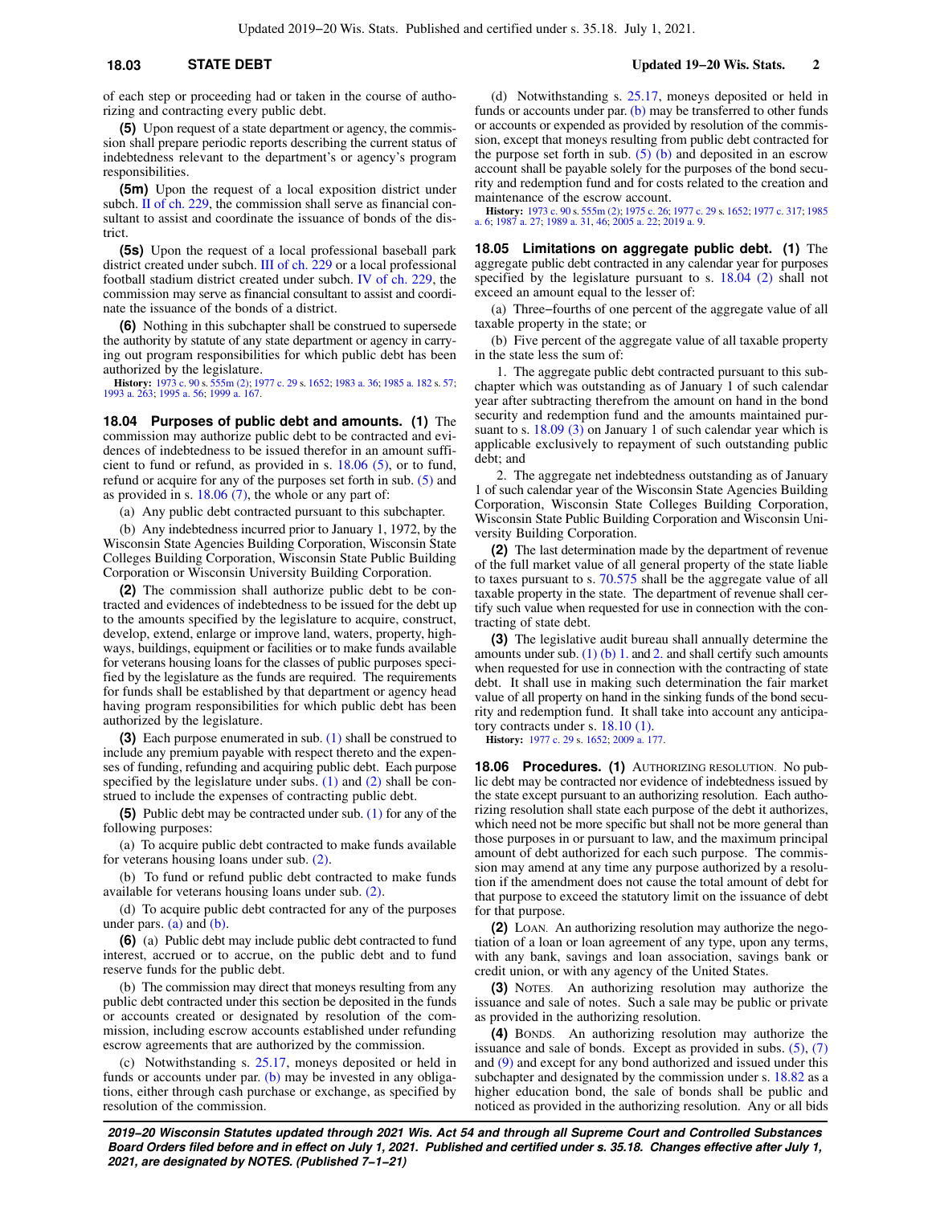of each step or proceeding had or taken in the course of authorizing and contracting every public debt.

**(5)** Upon request of a state department or agency, the commission shall prepare periodic reports describing the current status of indebtedness relevant to the department's or agency's program responsibilities.

**(5m)** Upon the request of a local exposition district under subch. II of ch. 229, the commission shall serve as financial consultant to assist and coordinate the issuance of bonds of the district.

**(5s)** Upon the request of a local professional baseball park district created under subch. III of ch. 229 or a local professional football stadium district created under subch. IV of ch. 229, the commission may serve as financial consultant to assist and coordinate the issuance of the bonds of a district.

**(6)** Nothing in this subchapter shall be construed to supersede the authority by statute of any state department or agency in carrying out program responsibilities for which public debt has been authorized by the legislature.

**History:** 1973 c. 90 s. 555m (2); 1977 c. 29 s. 1652; 1983 a. 36; 1985 a. 182 s. 57; 1993 a. 263; 1995 a. 56; 1999 a. 167.

**18.04 Purposes of public debt and amounts. (1)** The commission may authorize public debt to be contracted and evidences of indebtedness to be issued therefor in an amount sufficient to fund or refund, as provided in s. 18.06 (5), or to fund, refund or acquire for any of the purposes set forth in sub. (5) and as provided in s. 18.06 (7), the whole or any part of:

(a) Any public debt contracted pursuant to this subchapter.

(b) Any indebtedness incurred prior to January 1, 1972, by the Wisconsin State Agencies Building Corporation, Wisconsin State Colleges Building Corporation, Wisconsin State Public Building Corporation or Wisconsin University Building Corporation.

**(2)** The commission shall authorize public debt to be contracted and evidences of indebtedness to be issued for the debt up to the amounts specified by the legislature to acquire, construct, develop, extend, enlarge or improve land, waters, property, highways, buildings, equipment or facilities or to make funds available for veterans housing loans for the classes of public purposes specified by the legislature as the funds are required. The requirements for funds shall be established by that department or agency head having program responsibilities for which public debt has been authorized by the legislature.

**(3)** Each purpose enumerated in sub. (1) shall be construed to include any premium payable with respect thereto and the expenses of funding, refunding and acquiring public debt. Each purpose specified by the legislature under subs. (1) and (2) shall be construed to include the expenses of contracting public debt.

**(5)** Public debt may be contracted under sub. (1) for any of the following purposes:

(a) To acquire public debt contracted to make funds available for veterans housing loans under sub. (2).

(b) To fund or refund public debt contracted to make funds available for veterans housing loans under sub. (2).

(d) To acquire public debt contracted for any of the purposes under pars. (a) and (b).

**(6)** (a) Public debt may include public debt contracted to fund interest, accrued or to accrue, on the public debt and to fund reserve funds for the public debt.

(b) The commission may direct that moneys resulting from any public debt contracted under this section be deposited in the funds or accounts created or designated by resolution of the commission, including escrow accounts established under refunding escrow agreements that are authorized by the commission.

(c) Notwithstanding s. 25.17, moneys deposited or held in funds or accounts under par. (b) may be invested in any obligations, either through cash purchase or exchange, as specified by resolution of the commission.

(d) Notwithstanding s. 25.17, moneys deposited or held in funds or accounts under par. (b) may be transferred to other funds or accounts or expended as provided by resolution of the commission, except that moneys resulting from public debt contracted for the purpose set forth in sub. (5) (b) and deposited in an escrow account shall be payable solely for the purposes of the bond security and redemption fund and for costs related to the creation and maintenance of the escrow account.

**History:** 1973 c. 90 s. 555m (2); 1975 c. 26; 1977 c. 29 s. 1652; 1977 c. 317; 1985 a. 6; 1987 a. 27; 1989 a. 31, 46; 2005 a. 22; 2019 a. 9.

**18.05 Limitations on aggregate public debt. (1)** The aggregate public debt contracted in any calendar year for purposes specified by the legislature pursuant to s. 18.04 (2) shall not exceed an amount equal to the lesser of:

(a) Three−fourths of one percent of the aggregate value of all taxable property in the state; or

(b) Five percent of the aggregate value of all taxable property in the state less the sum of:

1. The aggregate public debt contracted pursuant to this subchapter which was outstanding as of January 1 of such calendar year after subtracting therefrom the amount on hand in the bond security and redemption fund and the amounts maintained pursuant to s. 18.09 (3) on January 1 of such calendar year which is applicable exclusively to repayment of such outstanding public debt; and

2. The aggregate net indebtedness outstanding as of January 1 of such calendar year of the Wisconsin State Agencies Building Corporation, Wisconsin State Colleges Building Corporation, Wisconsin State Public Building Corporation and Wisconsin University Building Corporation.

**(2)** The last determination made by the department of revenue of the full market value of all general property of the state liable to taxes pursuant to s. 70.575 shall be the aggregate value of all taxable property in the state. The department of revenue shall certify such value when requested for use in connection with the contracting of state debt.

**(3)** The legislative audit bureau shall annually determine the amounts under sub. (1) (b) 1. and 2. and shall certify such amounts when requested for use in connection with the contracting of state debt. It shall use in making such determination the fair market value of all property on hand in the sinking funds of the bond security and redemption fund. It shall take into account any anticipatory contracts under s. 18.10 (1).

**History:** 1977 c. 29 s. 1652; 2009 a. 177.

**18.06 Procedures. (1)** AUTHORIZING RESOLUTION. No public debt may be contracted nor evidence of indebtedness issued by the state except pursuant to an authorizing resolution. Each authorizing resolution shall state each purpose of the debt it authorizes, which need not be more specific but shall not be more general than those purposes in or pursuant to law, and the maximum principal amount of debt authorized for each such purpose. The commission may amend at any time any purpose authorized by a resolution if the amendment does not cause the total amount of debt for that purpose to exceed the statutory limit on the issuance of debt for that purpose.

**(2)** LOAN. An authorizing resolution may authorize the negotiation of a loan or loan agreement of any type, upon any terms, with any bank, savings and loan association, savings bank or credit union, or with any agency of the United States.

**(3)** NOTES. An authorizing resolution may authorize the issuance and sale of notes. Such a sale may be public or private as provided in the authorizing resolution.

**(4)** BONDS. An authorizing resolution may authorize the issuance and sale of bonds. Except as provided in subs. (5), (7) and (9) and except for any bond authorized and issued under this subchapter and designated by the commission under s. 18.82 as a higher education bond, the sale of bonds shall be public and noticed as provided in the authorizing resolution. Any or all bids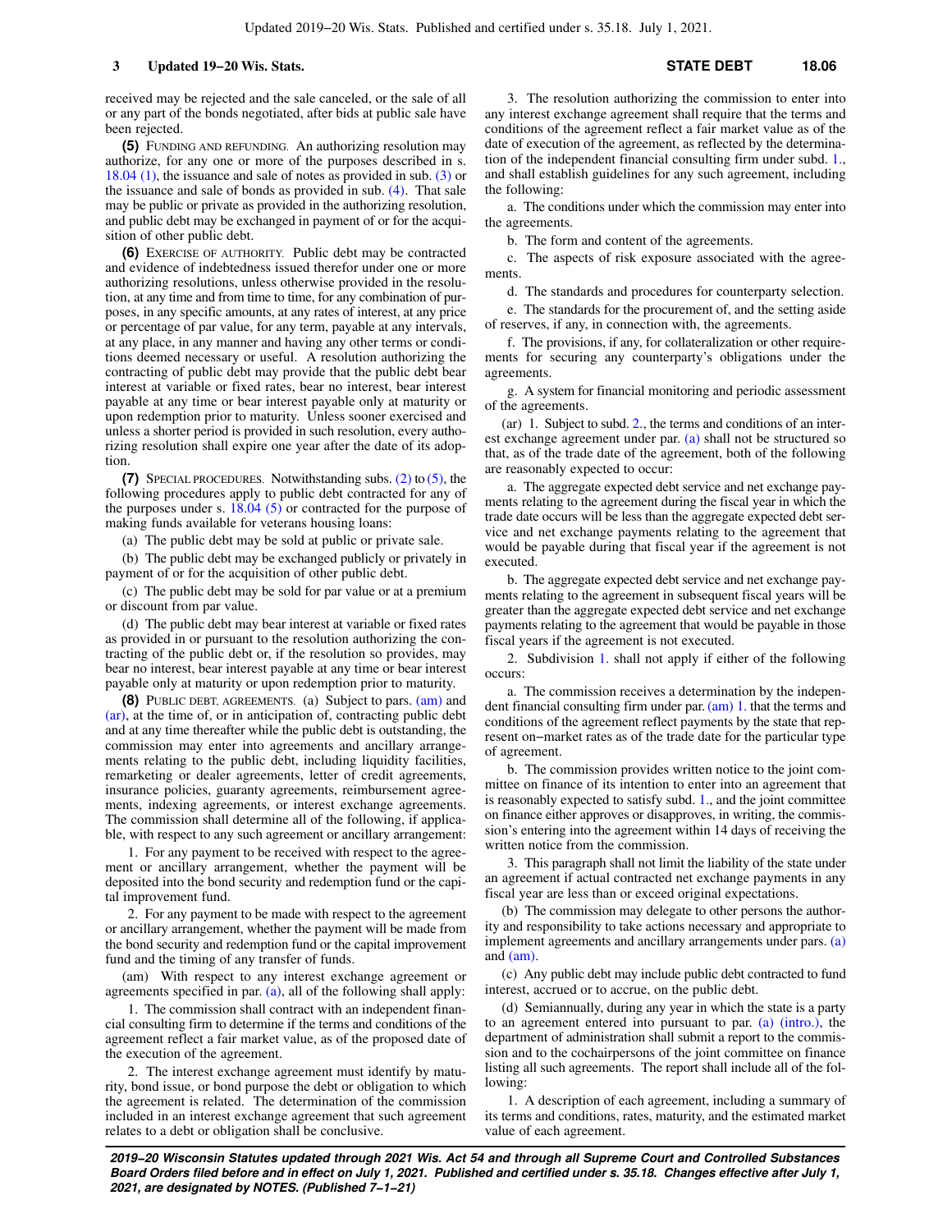received may be rejected and the sale canceled, or the sale of all or any part of the bonds negotiated, after bids at public sale have been rejected.

**(5)** FUNDING AND REFUNDING. An authorizing resolution may authorize, for any one or more of the purposes described in s. 18.04 (1), the issuance and sale of notes as provided in sub. (3) or the issuance and sale of bonds as provided in sub. (4). That sale may be public or private as provided in the authorizing resolution, and public debt may be exchanged in payment of or for the acquisition of other public debt.

**(6)** EXERCISE OF AUTHORITY. Public debt may be contracted and evidence of indebtedness issued therefor under one or more authorizing resolutions, unless otherwise provided in the resolution, at any time and from time to time, for any combination of purposes, in any specific amounts, at any rates of interest, at any price or percentage of par value, for any term, payable at any intervals, at any place, in any manner and having any other terms or conditions deemed necessary or useful. A resolution authorizing the contracting of public debt may provide that the public debt bear interest at variable or fixed rates, bear no interest, bear interest payable at any time or bear interest payable only at maturity or upon redemption prior to maturity. Unless sooner exercised and unless a shorter period is provided in such resolution, every authorizing resolution shall expire one year after the date of its adoption.

**(7)** SPECIAL PROCEDURES. Notwithstanding subs. (2) to (5), the following procedures apply to public debt contracted for any of the purposes under s. 18.04 (5) or contracted for the purpose of making funds available for veterans housing loans:

(a) The public debt may be sold at public or private sale.

(b) The public debt may be exchanged publicly or privately in payment of or for the acquisition of other public debt.

(c) The public debt may be sold for par value or at a premium or discount from par value.

(d) The public debt may bear interest at variable or fixed rates as provided in or pursuant to the resolution authorizing the contracting of the public debt or, if the resolution so provides, may bear no interest, bear interest payable at any time or bear interest payable only at maturity or upon redemption prior to maturity.

**(8)** PUBLIC DEBT, AGREEMENTS. (a) Subject to pars. (am) and (ar), at the time of, or in anticipation of, contracting public debt and at any time thereafter while the public debt is outstanding, the commission may enter into agreements and ancillary arrangements relating to the public debt, including liquidity facilities, remarketing or dealer agreements, letter of credit agreements, insurance policies, guaranty agreements, reimbursement agreements, indexing agreements, or interest exchange agreements. The commission shall determine all of the following, if applicable, with respect to any such agreement or ancillary arrangement:

1. For any payment to be received with respect to the agreement or ancillary arrangement, whether the payment will be deposited into the bond security and redemption fund or the capital improvement fund.

2. For any payment to be made with respect to the agreement or ancillary arrangement, whether the payment will be made from the bond security and redemption fund or the capital improvement fund and the timing of any transfer of funds.

(am) With respect to any interest exchange agreement or agreements specified in par. (a), all of the following shall apply:

1. The commission shall contract with an independent financial consulting firm to determine if the terms and conditions of the agreement reflect a fair market value, as of the proposed date of the execution of the agreement.

2. The interest exchange agreement must identify by maturity, bond issue, or bond purpose the debt or obligation to which the agreement is related. The determination of the commission included in an interest exchange agreement that such agreement relates to a debt or obligation shall be conclusive.

3. The resolution authorizing the commission to enter into any interest exchange agreement shall require that the terms and conditions of the agreement reflect a fair market value as of the date of execution of the agreement, as reflected by the determination of the independent financial consulting firm under subd. 1., and shall establish guidelines for any such agreement, including the following:

a. The conditions under which the commission may enter into the agreements.

b. The form and content of the agreements.

c. The aspects of risk exposure associated with the agreements.

d. The standards and procedures for counterparty selection.

e. The standards for the procurement of, and the setting aside of reserves, if any, in connection with, the agreements.

f. The provisions, if any, for collateralization or other requirements for securing any counterparty's obligations under the agreements.

g. A system for financial monitoring and periodic assessment of the agreements.

(ar) 1. Subject to subd. 2., the terms and conditions of an interest exchange agreement under par. (a) shall not be structured so that, as of the trade date of the agreement, both of the following are reasonably expected to occur:

a. The aggregate expected debt service and net exchange payments relating to the agreement during the fiscal year in which the trade date occurs will be less than the aggregate expected debt service and net exchange payments relating to the agreement that would be payable during that fiscal year if the agreement is not executed.

b. The aggregate expected debt service and net exchange payments relating to the agreement in subsequent fiscal years will be greater than the aggregate expected debt service and net exchange payments relating to the agreement that would be payable in those fiscal years if the agreement is not executed.

2. Subdivision 1. shall not apply if either of the following occurs:

a. The commission receives a determination by the independent financial consulting firm under par. (am) 1. that the terms and conditions of the agreement reflect payments by the state that represent on−market rates as of the trade date for the particular type of agreement.

b. The commission provides written notice to the joint committee on finance of its intention to enter into an agreement that is reasonably expected to satisfy subd. 1., and the joint committee on finance either approves or disapproves, in writing, the commission's entering into the agreement within 14 days of receiving the written notice from the commission.

3. This paragraph shall not limit the liability of the state under an agreement if actual contracted net exchange payments in any fiscal year are less than or exceed original expectations.

(b) The commission may delegate to other persons the authority and responsibility to take actions necessary and appropriate to implement agreements and ancillary arrangements under pars. (a) and (am).

(c) Any public debt may include public debt contracted to fund interest, accrued or to accrue, on the public debt.

(d) Semiannually, during any year in which the state is a party to an agreement entered into pursuant to par. (a) (intro.), the department of administration shall submit a report to the commission and to the cochairpersons of the joint committee on finance listing all such agreements. The report shall include all of the following:

1. A description of each agreement, including a summary of its terms and conditions, rates, maturity, and the estimated market value of each agreement.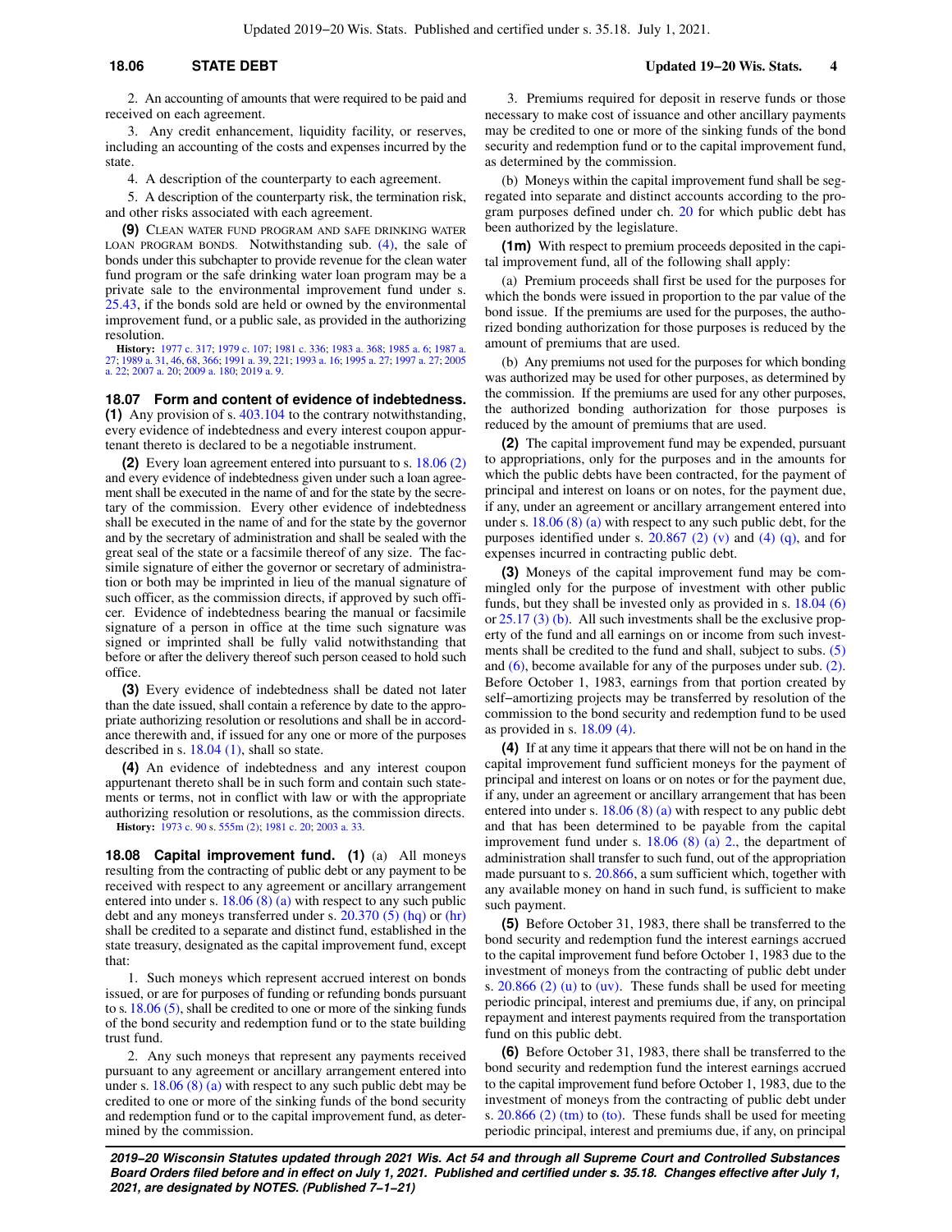2. An accounting of amounts that were required to be paid and received on each agreement.

3. Any credit enhancement, liquidity facility, or reserves, including an accounting of the costs and expenses incurred by the state.

4. A description of the counterparty to each agreement.

5. A description of the counterparty risk, the termination risk, and other risks associated with each agreement.

**(9)** CLEAN WATER FUND PROGRAM AND SAFE DRINKING WATER LOAN PROGRAM BONDS. Notwithstanding sub. (4), the sale of bonds under this subchapter to provide revenue for the clean water fund program or the safe drinking water loan program may be a private sale to the environmental improvement fund under s. 25.43, if the bonds sold are held or owned by the environmental improvement fund, or a public sale, as provided in the authorizing resolution.

**History:** 1977 c. 317; 1979 c. 107; 1981 c. 336; 1983 a. 368; 1985 a. 6; 1987 a. 27; 1989 a. 31, 46, 68, 366; 1991 a. 39, 221; 1993 a. 16; 1995 a. 27; 1997 a. 27; 2005 a. 22; 2007 a. 20; 2009 a. 180; 2019 a. 9.

## 18.07 Form and content of evidence of indebtedness.

**(1)** Any provision of s. 403.104 to the contrary notwithstanding, every evidence of indebtedness and every interest coupon appurtenant thereto is declared to be a negotiable instrument.

**(2)** Every loan agreement entered into pursuant to s. 18.06 (2) and every evidence of indebtedness given under such a loan agreement shall be executed in the name of and for the state by the secretary of the commission. Every other evidence of indebtedness shall be executed in the name of and for the state by the governor and by the secretary of administration and shall be sealed with the great seal of the state or a facsimile thereof of any size. The facsimile signature of either the governor or secretary of administration or both may be imprinted in lieu of the manual signature of such officer, as the commission directs, if approved by such officer. Evidence of indebtedness bearing the manual or facsimile signature of a person in office at the time such signature was signed or imprinted shall be fully valid notwithstanding that before or after the delivery thereof such person ceased to hold such office.

**(3)** Every evidence of indebtedness shall be dated not later than the date issued, shall contain a reference by date to the appropriate authorizing resolution or resolutions and shall be in accordance therewith and, if issued for any one or more of the purposes described in s. 18.04 (1), shall so state.

**(4)** An evidence of indebtedness and any interest coupon appurtenant thereto shall be in such form and contain such statements or terms, not in conflict with law or with the appropriate authorizing resolution or resolutions, as the commission directs.

**History:** 1973 c. 90 s. 555m (2); 1981 c. 20; 2003 a. 33.

## 18.08 Capital improvement fund.

**(1)** (a) All moneys resulting from the contracting of public debt or any payment to be received with respect to any agreement or ancillary arrangement entered into under s. 18.06 (8) (a) with respect to any such public debt and any moneys transferred under s. 20.370 (5) (hq) or (hr) shall be credited to a separate and distinct fund, established in the state treasury, designated as the capital improvement fund, except that:

1. Such moneys which represent accrued interest on bonds issued, or are for purposes of funding or refunding bonds pursuant to s. 18.06 (5), shall be credited to one or more of the sinking funds of the bond security and redemption fund or to the state building trust fund.

2. Any such moneys that represent any payments received pursuant to any agreement or ancillary arrangement entered into under s. 18.06 (8) (a) with respect to any such public debt may be credited to one or more of the sinking funds of the bond security and redemption fund or to the capital improvement fund, as determined by the commission.

3. Premiums required for deposit in reserve funds or those necessary to make cost of issuance and other ancillary payments may be credited to one or more of the sinking funds of the bond security and redemption fund or to the capital improvement fund, as determined by the commission.

(b) Moneys within the capital improvement fund shall be segregated into separate and distinct accounts according to the program purposes defined under ch. 20 for which public debt has been authorized by the legislature.

**(1m)** With respect to premium proceeds deposited in the capital improvement fund, all of the following shall apply:

(a) Premium proceeds shall first be used for the purposes for which the bonds were issued in proportion to the par value of the bond issue. If the premiums are used for the purposes, the authorized bonding authorization for those purposes is reduced by the amount of premiums that are used.

(b) Any premiums not used for the purposes for which bonding was authorized may be used for other purposes, as determined by the commission. If the premiums are used for any other purposes, the authorized bonding authorization for those purposes is reduced by the amount of premiums that are used.

**(2)** The capital improvement fund may be expended, pursuant to appropriations, only for the purposes and in the amounts for which the public debts have been contracted, for the payment of principal and interest on loans or on notes, for the payment due, if any, under an agreement or ancillary arrangement entered into under s. 18.06 (8) (a) with respect to any such public debt, for the purposes identified under s. 20.867 (2) (v) and (4) (q), and for expenses incurred in contracting public debt.

**(3)** Moneys of the capital improvement fund may be commingled only for the purpose of investment with other public funds, but they shall be invested only as provided in s. 18.04 (6) or 25.17 (3) (b). All such investments shall be the exclusive property of the fund and all earnings on or income from such investments shall be credited to the fund and shall, subject to subs. (5) and (6), become available for any of the purposes under sub. (2). Before October 1, 1983, earnings from that portion created by self-amortizing projects may be transferred by resolution of the commission to the bond security and redemption fund to be used as provided in s. 18.09 (4).

**(4)** If at any time it appears that there will not be on hand in the capital improvement fund sufficient moneys for the payment of principal and interest on loans or on notes or for the payment due, if any, under an agreement or ancillary arrangement that has been entered into under s. 18.06 (8) (a) with respect to any public debt and that has been determined to be payable from the capital improvement fund under s. 18.06 (8) (a) 2., the department of administration shall transfer to such fund, out of the appropriation made pursuant to s. 20.866, a sum sufficient which, together with any available money on hand in such fund, is sufficient to make such payment.

**(5)** Before October 31, 1983, there shall be transferred to the bond security and redemption fund the interest earnings accrued to the capital improvement fund before October 1, 1983 due to the investment of moneys from the contracting of public debt under s. 20.866 (2) (u) to (uv). These funds shall be used for meeting periodic principal, interest and premiums due, if any, on principal repayment and interest payments required from the transportation fund on this public debt.

**(6)** Before October 31, 1983, there shall be transferred to the bond security and redemption fund the interest earnings accrued to the capital improvement fund before October 1, 1983, due to the investment of moneys from the contracting of public debt under s. 20.866 (2) (tm) to (to). These funds shall be used for meeting periodic principal, interest and premiums due, if any, on principal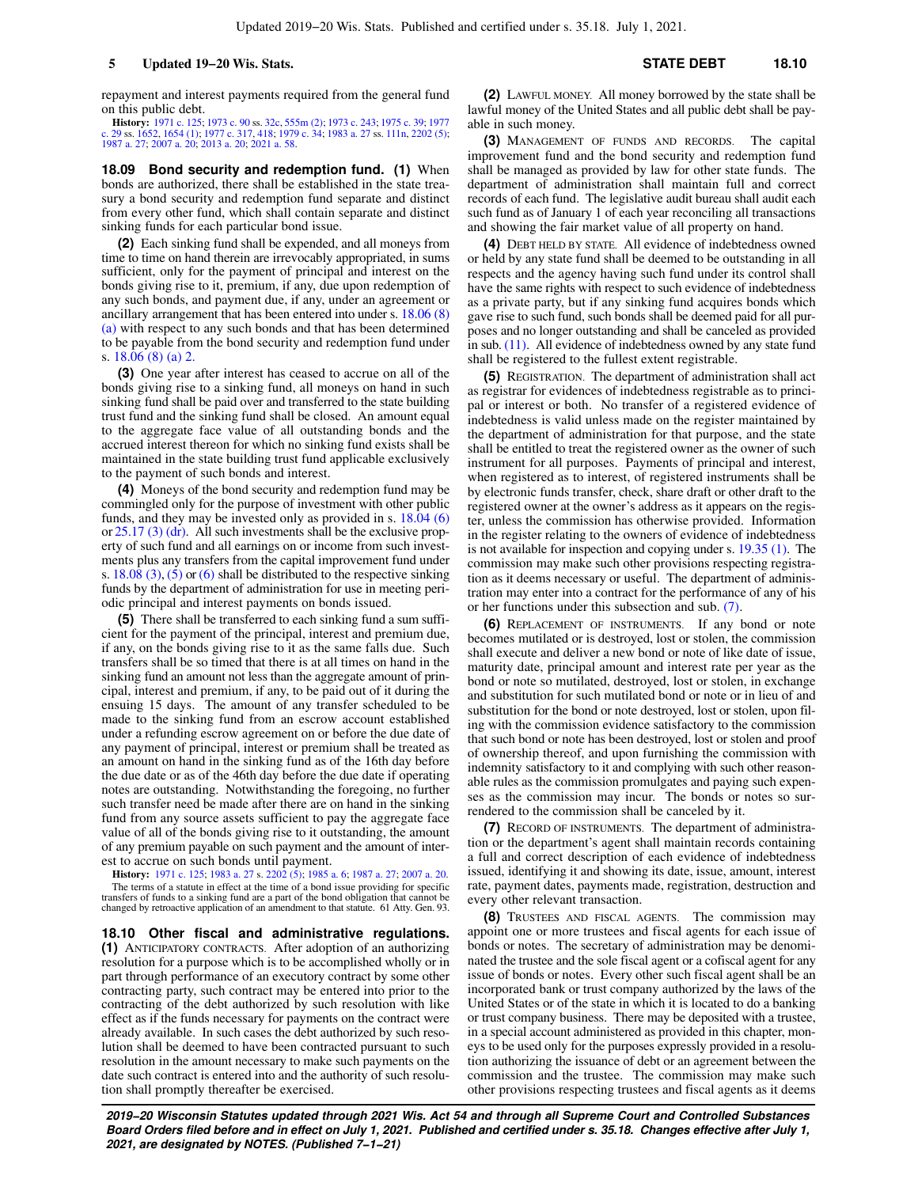repayment and interest payments required from the general fund on this public debt.

**History:** 1971 c. 125; 1973 c. 90 ss. 32c, 555m (2); 1973 c. 243; 1975 c. 39; 1977 c. 29 ss. 1652, 1654 (1); 1977 c. 317, 418; 1979 c. 34; 1983 a. 27 ss. 111n, 2202 (5); 1987 a. 27; 2007 a. 20; 2013 a. 20; 2021 a. 58.

**18.09 Bond security and redemption fund.** **(1)** When bonds are authorized, there shall be established in the state treasury a bond security and redemption fund separate and distinct from every other fund, which shall contain separate and distinct sinking funds for each particular bond issue.

**(2)** Each sinking fund shall be expended, and all moneys from time to time on hand therein are irrevocably appropriated, in sums sufficient, only for the payment of principal and interest on the bonds giving rise to it, premium, if any, due upon redemption of any such bonds, and payment due, if any, under an agreement or ancillary arrangement that has been entered into under s. 18.06 (8) (a) with respect to any such bonds and that has been determined to be payable from the bond security and redemption fund under s. 18.06 (8) (a) 2.

**(3)** One year after interest has ceased to accrue on all of the bonds giving rise to a sinking fund, all moneys on hand in such sinking fund shall be paid over and transferred to the state building trust fund and the sinking fund shall be closed. An amount equal to the aggregate face value of all outstanding bonds and the accrued interest thereon for which no sinking fund exists shall be maintained in the state building trust fund applicable exclusively to the payment of such bonds and interest.

**(4)** Moneys of the bond security and redemption fund may be commingled only for the purpose of investment with other public funds, and they may be invested only as provided in s. 18.04 (6) or 25.17 (3) (dr). All such investments shall be the exclusive property of such fund and all earnings on or income from such investments plus any transfers from the capital improvement fund under s. 18.08 (3), (5) or (6) shall be distributed to the respective sinking funds by the department of administration for use in meeting periodic principal and interest payments on bonds issued.

**(5)** There shall be transferred to each sinking fund a sum sufficient for the payment of the principal, interest and premium due, if any, on the bonds giving rise to it as the same falls due. Such transfers shall be so timed that there is at all times on hand in the sinking fund an amount not less than the aggregate amount of principal, interest and premium, if any, to be paid out of it during the ensuing 15 days. The amount of any transfer scheduled to be made to the sinking fund from an escrow account established under a refunding escrow agreement on or before the due date of any payment of principal, interest or premium shall be treated as an amount on hand in the sinking fund as of the 16th day before the due date or as of the 46th day before the due date if operating notes are outstanding. Notwithstanding the foregoing, no further such transfer need be made after there are on hand in the sinking fund from any source assets sufficient to pay the aggregate face value of all of the bonds giving rise to it outstanding, the amount of any premium payable on such payment and the amount of interest to accrue on such bonds until payment.

**History:** 1971 c. 125; 1983 a. 27 s. 2202 (5); 1985 a. 6; 1987 a. 27; 2007 a. 20.

The terms of a statute in effect at the time of a bond issue providing for specific transfers of funds to a sinking fund are a part of the bond obligation that cannot be changed by retroactive application of an amendment to that statute. 61 Atty. Gen. 93.

**18.10 Other fiscal and administrative regulations.** **(1)** ANTICIPATORY CONTRACTS. After adoption of an authorizing resolution for a purpose which is to be accomplished wholly or in part through performance of an executory contract by some other contracting party, such contract may be entered into prior to the contracting of the debt authorized by such resolution with like effect as if the funds necessary for payments on the contract were already available. In such cases the debt authorized by such resolution shall be deemed to have been contracted pursuant to such resolution in the amount necessary to make such payments on the date such contract is entered into and the authority of such resolution shall promptly thereafter be exercised.

**(2)** LAWFUL MONEY. All money borrowed by the state shall be lawful money of the United States and all public debt shall be payable in such money.

**(3)** MANAGEMENT OF FUNDS AND RECORDS. The capital improvement fund and the bond security and redemption fund shall be managed as provided by law for other state funds. The department of administration shall maintain full and correct records of each fund. The legislative audit bureau shall audit each such fund as of January 1 of each year reconciling all transactions and showing the fair market value of all property on hand.

**(4)** DEBT HELD BY STATE. All evidence of indebtedness owned or held by any state fund shall be deemed to be outstanding in all respects and the agency having such fund under its control shall have the same rights with respect to such evidence of indebtedness as a private party, but if any sinking fund acquires bonds which gave rise to such fund, such bonds shall be deemed paid for all purposes and no longer outstanding and shall be canceled as provided in sub. (11). All evidence of indebtedness owned by any state fund shall be registered to the fullest extent registrable.

**(5)** REGISTRATION. The department of administration shall act as registrar for evidences of indebtedness registrable as to principal or interest or both. No transfer of a registered evidence of indebtedness is valid unless made on the register maintained by the department of administration for that purpose, and the state shall be entitled to treat the registered owner as the owner of such instrument for all purposes. Payments of principal and interest, when registered as to interest, of registered instruments shall be by electronic funds transfer, check, share draft or other draft to the registered owner at the owner's address as it appears on the register, unless the commission has otherwise provided. Information in the register relating to the owners of evidence of indebtedness is not available for inspection and copying under s. 19.35 (1). The commission may make such other provisions respecting registration as it deems necessary or useful. The department of administration may enter into a contract for the performance of any of his or her functions under this subsection and sub. (7).

**(6)** REPLACEMENT OF INSTRUMENTS. If any bond or note becomes mutilated or is destroyed, lost or stolen, the commission shall execute and deliver a new bond or note of like date of issue, maturity date, principal amount and interest rate per year as the bond or note so mutilated, destroyed, lost or stolen, in exchange and substitution for such mutilated bond or note or in lieu of and substitution for the bond or note destroyed, lost or stolen, upon filing with the commission evidence satisfactory to the commission that such bond or note has been destroyed, lost or stolen and proof of ownership thereof, and upon furnishing the commission with indemnity satisfactory to it and complying with such other reasonable rules as the commission promulgates and paying such expenses as the commission may incur. The bonds or notes so surrendered to the commission shall be canceled by it.

**(7)** RECORD OF INSTRUMENTS. The department of administration or the department's agent shall maintain records containing a full and correct description of each evidence of indebtedness issued, identifying it and showing its date, issue, amount, interest rate, payment dates, payments made, registration, destruction and every other relevant transaction.

**(8)** TRUSTEES AND FISCAL AGENTS. The commission may appoint one or more trustees and fiscal agents for each issue of bonds or notes. The secretary of administration may be denominated the trustee and the sole fiscal agent or a cofiscal agent for any issue of bonds or notes. Every other such fiscal agent shall be an incorporated bank or trust company authorized by the laws of the United States or of the state in which it is located to do a banking or trust company business. There may be deposited with a trustee, in a special account administered as provided in this chapter, moneys to be used only for the purposes expressly provided in a resolution authorizing the issuance of debt or an agreement between the commission and the trustee. The commission may make such other provisions respecting trustees and fiscal agents as it deems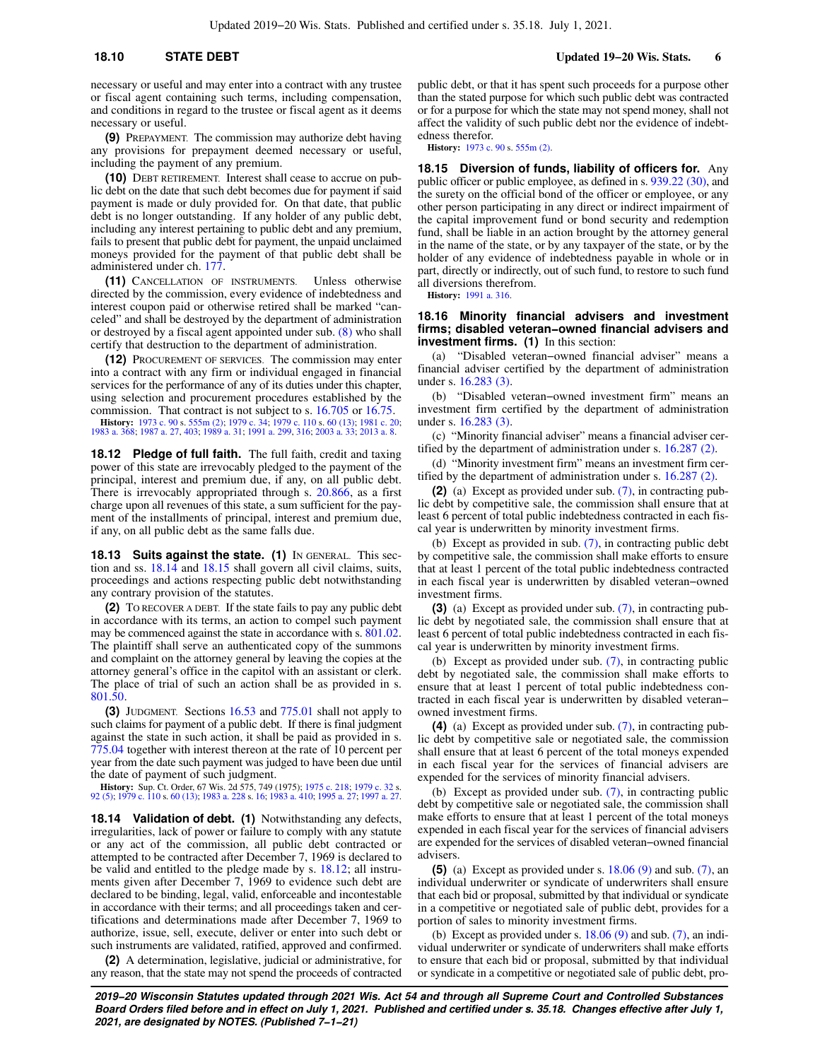necessary or useful and may enter into a contract with any trustee or fiscal agent containing such terms, including compensation, and conditions in regard to the trustee or fiscal agent as it deems necessary or useful.

**(9)** PREPAYMENT. The commission may authorize debt having any provisions for prepayment deemed necessary or useful, including the payment of any premium.

**(10)** DEBT RETIREMENT. Interest shall cease to accrue on public debt on the date that such debt becomes due for payment if said payment is made or duly provided for. On that date, that public debt is no longer outstanding. If any holder of any public debt, including any interest pertaining to public debt and any premium, fails to present that public debt for payment, the unpaid unclaimed moneys provided for the payment of that public debt shall be administered under ch. 177.

**(11)** CANCELLATION OF INSTRUMENTS. Unless otherwise directed by the commission, every evidence of indebtedness and interest coupon paid or otherwise retired shall be marked "canceled" and shall be destroyed by the department of administration or destroyed by a fiscal agent appointed under sub. (8) who shall certify that destruction to the department of administration.

**(12)** PROCUREMENT OF SERVICES. The commission may enter into a contract with any firm or individual engaged in financial services for the performance of any of its duties under this chapter, using selection and procurement procedures established by the commission. That contract is not subject to s. 16.705 or 16.75.

**History:** 1973 c. 90 s. 555m (2); 1979 c. 34; 1979 c. 110 s. 60 (13); 1981 c. 20; 1983 a. 368; 1987 a. 27, 403; 1989 a. 31; 1991 a. 299, 316; 2003 a. 33; 2013 a. 8.

**18.12 Pledge of full faith.** The full faith, credit and taxing power of this state are irrevocably pledged to the payment of the principal, interest and premium due, if any, on all public debt. There is irrevocably appropriated through s. 20.866, as a first charge upon all revenues of this state, a sum sufficient for the payment of the installments of principal, interest and premium due, if any, on all public debt as the same falls due.

**18.13 Suits against the state. (1)** IN GENERAL. This section and ss. 18.14 and 18.15 shall govern all civil claims, suits, proceedings and actions respecting public debt notwithstanding any contrary provision of the statutes.

**(2)** TO RECOVER A DEBT. If the state fails to pay any public debt in accordance with its terms, an action to compel such payment may be commenced against the state in accordance with s. 801.02. The plaintiff shall serve an authenticated copy of the summons and complaint on the attorney general by leaving the copies at the attorney general's office in the capitol with an assistant or clerk. The place of trial of such an action shall be as provided in s. 801.50.

**(3)** JUDGMENT. Sections 16.53 and 775.01 shall not apply to such claims for payment of a public debt. If there is final judgment against the state in such action, it shall be paid as provided in s. 775.04 together with interest thereon at the rate of 10 percent per year from the date such payment was judged to have been due until the date of payment of such judgment.

**History:** Sup. Ct. Order, 67 Wis. 2d 575, 749 (1975); 1975 c. 218; 1979 c. 32 s. 92 (5); 1979 c. 110 s. 60 (13); 1983 a. 228 s. 16; 1983 a. 410; 1995 a. 27; 1997 a. 27.

**18.14 Validation of debt. (1)** Notwithstanding any defects, irregularities, lack of power or failure to comply with any statute or any act of the commission, all public debt contracted or attempted to be contracted after December 7, 1969 is declared to be valid and entitled to the pledge made by s. 18.12; all instruments given after December 7, 1969 to evidence such debt are declared to be binding, legal, valid and incontestable in accordance with their terms; and all proceedings taken and certifications and determinations made after December 7, 1969 to authorize, issue, sell, execute, deliver or enter into such debt or such instruments are validated, ratified, approved and confirmed.

**(2)** A determination, legislative, judicial or administrative, for any reason, that the state may not spend the proceeds of contracted public debt, or that it has spent such proceeds for a purpose other than the stated purpose for which such public debt was contracted or for a purpose for which the state may not spend money, shall not affect the validity of such public debt nor the evidence of indebtedness therefor.

**History:** 1973 c. 90 s. 555m (2).

**18.15 Diversion of funds, liability of officers for.** Any public officer or public employee, as defined in s. 939.22 (30), and the surety on the official bond of the officer or employee, or any other person participating in any direct or indirect impairment of the capital improvement fund or bond security and redemption fund, shall be liable in an action brought by the attorney general in the name of the state, or by any taxpayer of the state, or by the holder of any evidence of indebtedness payable in whole or in part, directly or indirectly, out of such fund, to restore to such fund all diversions therefrom.

**History:** 1991 a. 316.

**18.16 Minority financial advisers and investment firms; disabled veteran–owned financial advisers and investment firms. (1)** In this section:

(a) "Disabled veteran–owned financial adviser" means a financial adviser certified by the department of administration under s. 16.283 (3).

(b) "Disabled veteran–owned investment firm" means an investment firm certified by the department of administration under s. 16.283 (3).

(c) "Minority financial adviser" means a financial adviser certified by the department of administration under s. 16.287 (2).

(d) "Minority investment firm" means an investment firm certified by the department of administration under s. 16.287 (2).

**(2)** (a) Except as provided under sub. (7), in contracting public debt by competitive sale, the commission shall ensure that at least 6 percent of total public indebtedness contracted in each fiscal year is underwritten by minority investment firms.

(b) Except as provided in sub. (7), in contracting public debt by competitive sale, the commission shall make efforts to ensure that at least 1 percent of the total public indebtedness contracted in each fiscal year is underwritten by disabled veteran–owned investment firms.

**(3)** (a) Except as provided under sub. (7), in contracting public debt by negotiated sale, the commission shall ensure that at least 6 percent of total public indebtedness contracted in each fiscal year is underwritten by minority investment firms.

(b) Except as provided under sub. (7), in contracting public debt by negotiated sale, the commission shall make efforts to ensure that at least 1 percent of total public indebtedness contracted in each fiscal year is underwritten by disabled veteran–owned investment firms.

**(4)** (a) Except as provided under sub. (7), in contracting public debt by competitive sale or negotiated sale, the commission shall ensure that at least 6 percent of the total moneys expended in each fiscal year for the services of financial advisers are expended for the services of minority financial advisers.

(b) Except as provided under sub. (7), in contracting public debt by competitive sale or negotiated sale, the commission shall make efforts to ensure that at least 1 percent of the total moneys expended in each fiscal year for the services of financial advisers are expended for the services of disabled veteran–owned financial advisers.

**(5)** (a) Except as provided under s. 18.06 (9) and sub. (7), an individual underwriter or syndicate of underwriters shall ensure that each bid or proposal, submitted by that individual or syndicate in a competitive or negotiated sale of public debt, provides for a portion of sales to minority investment firms.

(b) Except as provided under s. 18.06 (9) and sub. (7), an individual underwriter or syndicate of underwriters shall make efforts to ensure that each bid or proposal, submitted by that individual or syndicate in a competitive or negotiated sale of public debt, pro-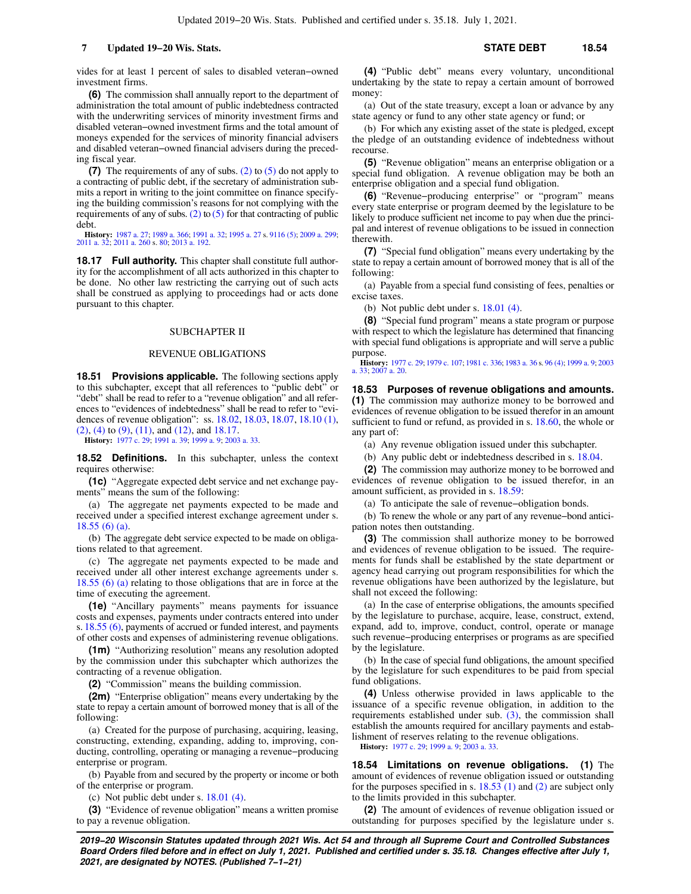vides for at least 1 percent of sales to disabled veteran−owned investment firms.

**(6)** The commission shall annually report to the department of administration the total amount of public indebtedness contracted with the underwriting services of minority investment firms and disabled veteran−owned investment firms and the total amount of moneys expended for the services of minority financial advisers and disabled veteran−owned financial advisers during the preceding fiscal year.

**(7)** The requirements of any of subs. (2) to (5) do not apply to a contracting of public debt, if the secretary of administration submits a report in writing to the joint committee on finance specifying the building commission's reasons for not complying with the requirements of any of subs. (2) to (5) for that contracting of public debt.

**History:** 1987 a. 27; 1989 a. 366; 1991 a. 32; 1995 a. 27 s. 9116 (5); 2009 a. 299; 2011 a. 32; 2011 a. 260 s. 80; 2013 a. 192.

**18.17 Full authority.** This chapter shall constitute full authority for the accomplishment of all acts authorized in this chapter to be done. No other law restricting the carrying out of such acts shall be construed as applying to proceedings had or acts done pursuant to this chapter.

## SUBCHAPTER II

## REVENUE OBLIGATIONS

**18.51 Provisions applicable.** The following sections apply to this subchapter, except that all references to "public debt" or "debt" shall be read to refer to a "revenue obligation" and all references to "evidences of indebtedness" shall be read to refer to "evidences of revenue obligation": ss. 18.02, 18.03, 18.07, 18.10 (1), (2), (4) to (9), (11), and (12), and 18.17.

**History:** 1977 c. 29; 1991 a. 39; 1999 a. 9; 2003 a. 33.

**18.52 Definitions.** In this subchapter, unless the context requires otherwise:

**(1c)** "Aggregate expected debt service and net exchange payments" means the sum of the following:

(a) The aggregate net payments expected to be made and received under a specified interest exchange agreement under s. 18.55 (6) (a).

(b) The aggregate debt service expected to be made on obligations related to that agreement.

(c) The aggregate net payments expected to be made and received under all other interest exchange agreements under s. 18.55 (6) (a) relating to those obligations that are in force at the time of executing the agreement.

**(1e)** "Ancillary payments" means payments for issuance costs and expenses, payments under contracts entered into under s. 18.55 (6), payments of accrued or funded interest, and payments of other costs and expenses of administering revenue obligations.

**(1m)** "Authorizing resolution" means any resolution adopted by the commission under this subchapter which authorizes the contracting of a revenue obligation.

**(2)** "Commission" means the building commission.

**(2m)** "Enterprise obligation" means every undertaking by the state to repay a certain amount of borrowed money that is all of the following:

(a) Created for the purpose of purchasing, acquiring, leasing, constructing, extending, expanding, adding to, improving, conducting, controlling, operating or managing a revenue−producing enterprise or program.

(b) Payable from and secured by the property or income or both of the enterprise or program.

(c) Not public debt under s. 18.01 (4).

**(3)** "Evidence of revenue obligation" means a written promise to pay a revenue obligation.

**(4)** "Public debt" means every voluntary, unconditional undertaking by the state to repay a certain amount of borrowed money:

(a) Out of the state treasury, except a loan or advance by any state agency or fund to any other state agency or fund; or

(b) For which any existing asset of the state is pledged, except the pledge of an outstanding evidence of indebtedness without recourse.

**(5)** "Revenue obligation" means an enterprise obligation or a special fund obligation. A revenue obligation may be both an enterprise obligation and a special fund obligation.

**(6)** "Revenue−producing enterprise" or "program" means every state enterprise or program deemed by the legislature to be likely to produce sufficient net income to pay when due the principal and interest of revenue obligations to be issued in connection therewith.

**(7)** "Special fund obligation" means every undertaking by the state to repay a certain amount of borrowed money that is all of the following:

(a) Payable from a special fund consisting of fees, penalties or excise taxes.

(b) Not public debt under s. 18.01 (4).

**(8)** "Special fund program" means a state program or purpose with respect to which the legislature has determined that financing with special fund obligations is appropriate and will serve a public purpose.

**History:** 1977 c. 29; 1979 c. 107; 1981 c. 336; 1983 a. 36 s. 96 (4); 1999 a. 9; 2003 a. 33; 2007 a. 20.

**18.53 Purposes of revenue obligations and amounts.** **(1)** The commission may authorize money to be borrowed and evidences of revenue obligation to be issued therefor in an amount sufficient to fund or refund, as provided in s. 18.60, the whole or any part of:

(a) Any revenue obligation issued under this subchapter.

(b) Any public debt or indebtedness described in s. 18.04.

**(2)** The commission may authorize money to be borrowed and evidences of revenue obligation to be issued therefor, in an amount sufficient, as provided in s. 18.59:

(a) To anticipate the sale of revenue−obligation bonds.

(b) To renew the whole or any part of any revenue−bond anticipation notes then outstanding.

**(3)** The commission shall authorize money to be borrowed and evidences of revenue obligation to be issued. The requirements for funds shall be established by the state department or agency head carrying out program responsibilities for which the revenue obligations have been authorized by the legislature, but shall not exceed the following:

(a) In the case of enterprise obligations, the amounts specified by the legislature to purchase, acquire, lease, construct, extend, expand, add to, improve, conduct, control, operate or manage such revenue−producing enterprises or programs as are specified by the legislature.

(b) In the case of special fund obligations, the amount specified by the legislature for such expenditures to be paid from special fund obligations.

**(4)** Unless otherwise provided in laws applicable to the issuance of a specific revenue obligation, in addition to the requirements established under sub. (3), the commission shall establish the amounts required for ancillary payments and establishment of reserves relating to the revenue obligations.

**History:** 1977 c. 29; 1999 a. 9; 2003 a. 33.

**18.54 Limitations on revenue obligations.** **(1)** The amount of evidences of revenue obligation issued or outstanding for the purposes specified in s. 18.53 (1) and (2) are subject only to the limits provided in this subchapter.

**(2)** The amount of evidences of revenue obligation issued or outstanding for purposes specified by the legislature under s.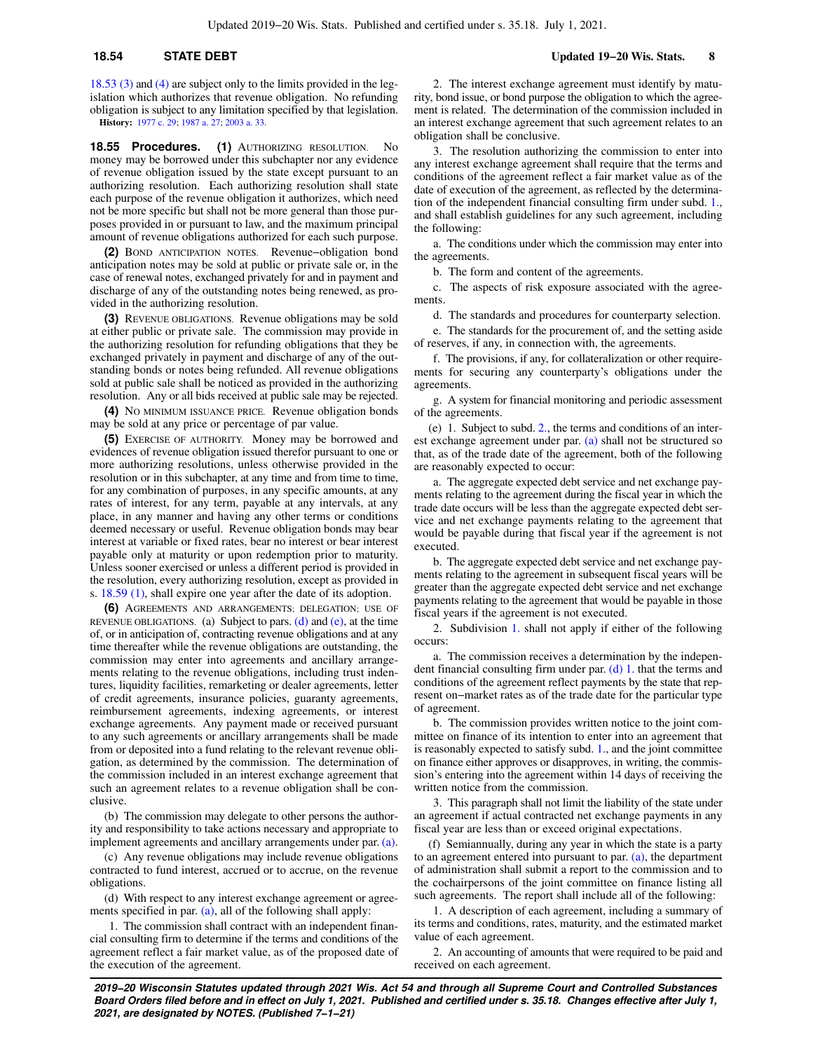18.53 (3) and (4) are subject only to the limits provided in the legislation which authorizes that revenue obligation. No refunding obligation is subject to any limitation specified by that legislation.

**History:** 1977 c. 29; 1987 a. 27; 2003 a. 33.

**18.55 Procedures.** **(1)** AUTHORIZING RESOLUTION. No money may be borrowed under this subchapter nor any evidence of revenue obligation issued by the state except pursuant to an authorizing resolution. Each authorizing resolution shall state each purpose of the revenue obligation it authorizes, which need not be more specific but shall not be more general than those purposes provided in or pursuant to law, and the maximum principal amount of revenue obligations authorized for each such purpose.

**(2)** BOND ANTICIPATION NOTES. Revenue−obligation bond anticipation notes may be sold at public or private sale or, in the case of renewal notes, exchanged privately for and in payment and discharge of any of the outstanding notes being renewed, as provided in the authorizing resolution.

**(3)** REVENUE OBLIGATIONS. Revenue obligations may be sold at either public or private sale. The commission may provide in the authorizing resolution for refunding obligations that they be exchanged privately in payment and discharge of any of the outstanding bonds or notes being refunded. All revenue obligations sold at public sale shall be noticed as provided in the authorizing resolution. Any or all bids received at public sale may be rejected.

**(4)** NO MINIMUM ISSUANCE PRICE. Revenue obligation bonds may be sold at any price or percentage of par value.

**(5)** EXERCISE OF AUTHORITY. Money may be borrowed and evidences of revenue obligation issued therefor pursuant to one or more authorizing resolutions, unless otherwise provided in the resolution or in this subchapter, at any time and from time to time, for any combination of purposes, in any specific amounts, at any rates of interest, for any term, payable at any intervals, at any place, in any manner and having any other terms or conditions deemed necessary or useful. Revenue obligation bonds may bear interest at variable or fixed rates, bear no interest or bear interest payable only at maturity or upon redemption prior to maturity. Unless sooner exercised or unless a different period is provided in the resolution, every authorizing resolution, except as provided in s. 18.59 (1), shall expire one year after the date of its adoption.

**(6)** AGREEMENTS AND ARRANGEMENTS; DELEGATION; USE OF REVENUE OBLIGATIONS. (a) Subject to pars. (d) and (e), at the time of, or in anticipation of, contracting revenue obligations and at any time thereafter while the revenue obligations are outstanding, the commission may enter into agreements and ancillary arrangements relating to the revenue obligations, including trust indentures, liquidity facilities, remarketing or dealer agreements, letter of credit agreements, insurance policies, guaranty agreements, reimbursement agreements, indexing agreements, or interest exchange agreements. Any payment made or received pursuant to any such agreements or ancillary arrangements shall be made from or deposited into a fund relating to the relevant revenue obligation, as determined by the commission. The determination of the commission included in an interest exchange agreement that such an agreement relates to a revenue obligation shall be conclusive.

(b) The commission may delegate to other persons the authority and responsibility to take actions necessary and appropriate to implement agreements and ancillary arrangements under par. (a).

(c) Any revenue obligations may include revenue obligations contracted to fund interest, accrued or to accrue, on the revenue obligations.

(d) With respect to any interest exchange agreement or agreements specified in par. (a), all of the following shall apply:

1. The commission shall contract with an independent financial consulting firm to determine if the terms and conditions of the agreement reflect a fair market value, as of the proposed date of the execution of the agreement.

2. The interest exchange agreement must identify by maturity, bond issue, or bond purpose the obligation to which the agreement is related. The determination of the commission included in an interest exchange agreement that such agreement relates to an obligation shall be conclusive.

3. The resolution authorizing the commission to enter into any interest exchange agreement shall require that the terms and conditions of the agreement reflect a fair market value as of the date of execution of the agreement, as reflected by the determination of the independent financial consulting firm under subd. 1., and shall establish guidelines for any such agreement, including the following:

a. The conditions under which the commission may enter into the agreements.

b. The form and content of the agreements.

c. The aspects of risk exposure associated with the agreements.

d. The standards and procedures for counterparty selection.

e. The standards for the procurement of, and the setting aside of reserves, if any, in connection with, the agreements.

f. The provisions, if any, for collateralization or other requirements for securing any counterparty's obligations under the agreements.

g. A system for financial monitoring and periodic assessment of the agreements.

(e) 1. Subject to subd. 2., the terms and conditions of an interest exchange agreement under par. (a) shall not be structured so that, as of the trade date of the agreement, both of the following are reasonably expected to occur:

a. The aggregate expected debt service and net exchange payments relating to the agreement during the fiscal year in which the trade date occurs will be less than the aggregate expected debt service and net exchange payments relating to the agreement that would be payable during that fiscal year if the agreement is not executed.

b. The aggregate expected debt service and net exchange payments relating to the agreement in subsequent fiscal years will be greater than the aggregate expected debt service and net exchange payments relating to the agreement that would be payable in those fiscal years if the agreement is not executed.

2. Subdivision 1. shall not apply if either of the following occurs:

a. The commission receives a determination by the independent financial consulting firm under par. (d) 1. that the terms and conditions of the agreement reflect payments by the state that represent on−market rates as of the trade date for the particular type of agreement.

b. The commission provides written notice to the joint committee on finance of its intention to enter into an agreement that is reasonably expected to satisfy subd. 1., and the joint committee on finance either approves or disapproves, in writing, the commission's entering into the agreement within 14 days of receiving the written notice from the commission.

3. This paragraph shall not limit the liability of the state under an agreement if actual contracted net exchange payments in any fiscal year are less than or exceed original expectations.

(f) Semiannually, during any year in which the state is a party to an agreement entered into pursuant to par. (a), the department of administration shall submit a report to the commission and to the cochairpersons of the joint committee on finance listing all such agreements. The report shall include all of the following:

1. A description of each agreement, including a summary of its terms and conditions, rates, maturity, and the estimated market value of each agreement.

2. An accounting of amounts that were required to be paid and received on each agreement.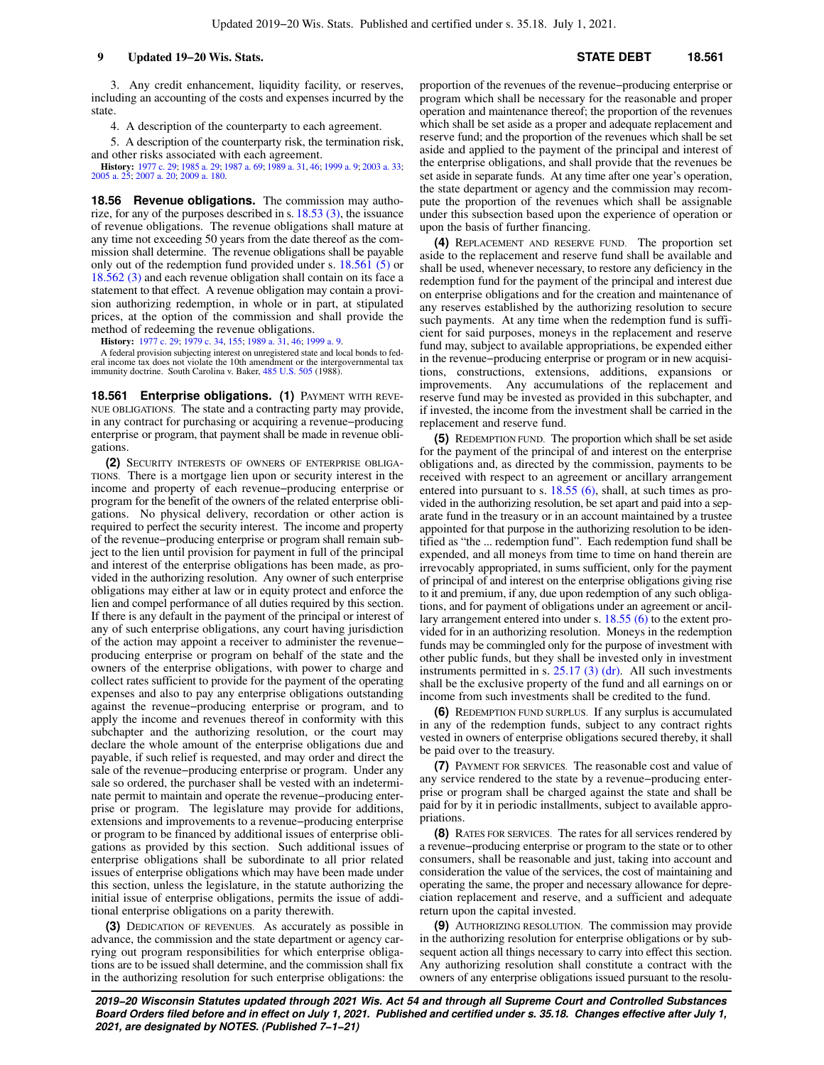3. Any credit enhancement, liquidity facility, or reserves, including an accounting of the costs and expenses incurred by the state.

4. A description of the counterparty to each agreement.

5. A description of the counterparty risk, the termination risk, and other risks associated with each agreement.

**History:** 1977 c. 29; 1985 a. 29; 1987 a. 69; 1989 a. 31, 46; 1999 a. 9; 2003 a. 33; 2005 a. 25; 2007 a. 20; 2009 a. 180.

**18.56 Revenue obligations.** The commission may authorize, for any of the purposes described in s. 18.53 (3), the issuance of revenue obligations. The revenue obligations shall mature at any time not exceeding 50 years from the date thereof as the commission shall determine. The revenue obligations shall be payable only out of the redemption fund provided under s. 18.561 (5) or 18.562 (3) and each revenue obligation shall contain on its face a statement to that effect. A revenue obligation may contain a provision authorizing redemption, in whole or in part, at stipulated prices, at the option of the commission and shall provide the method of redeeming the revenue obligations.

**History:** 1977 c. 29; 1979 c. 34, 155; 1989 a. 31, 46; 1999 a. 9.

A federal provision subjecting interest on unregistered state and local bonds to federal income tax does not violate the 10th amendment or the intergovernmental tax immunity doctrine. South Carolina v. Baker, 485 U.S. 505 (1988).

**18.561 Enterprise obligations. (1)** PAYMENT WITH REVENUE OBLIGATIONS. The state and a contracting party may provide, in any contract for purchasing or acquiring a revenue−producing enterprise or program, that payment shall be made in revenue obligations.

**(2)** SECURITY INTERESTS OF OWNERS OF ENTERPRISE OBLIGATIONS. There is a mortgage lien upon or security interest in the income and property of each revenue−producing enterprise or program for the benefit of the owners of the related enterprise obligations. No physical delivery, recordation or other action is required to perfect the security interest. The income and property of the revenue−producing enterprise or program shall remain subject to the lien until provision for payment in full of the principal and interest of the enterprise obligations has been made, as provided in the authorizing resolution. Any owner of such enterprise obligations may either at law or in equity protect and enforce the lien and compel performance of all duties required by this section. If there is any default in the payment of the principal or interest of any of such enterprise obligations, any court having jurisdiction of the action may appoint a receiver to administer the revenue−producing enterprise or program on behalf of the state and the owners of the enterprise obligations, with power to charge and collect rates sufficient to provide for the payment of the operating expenses and also to pay any enterprise obligations outstanding against the revenue−producing enterprise or program, and to apply the income and revenues thereof in conformity with this subchapter and the authorizing resolution, or the court may declare the whole amount of the enterprise obligations due and payable, if such relief is requested, and may order and direct the sale of the revenue−producing enterprise or program. Under any sale so ordered, the purchaser shall be vested with an indeterminate permit to maintain and operate the revenue−producing enterprise or program. The legislature may provide for additions, extensions and improvements to a revenue−producing enterprise or program to be financed by additional issues of enterprise obligations as provided by this section. Such additional issues of enterprise obligations shall be subordinate to all prior related issues of enterprise obligations which may have been made under this section, unless the legislature, in the statute authorizing the initial issue of enterprise obligations, permits the issue of additional enterprise obligations on a parity therewith.

**(3)** DEDICATION OF REVENUES. As accurately as possible in advance, the commission and the state department or agency carrying out program responsibilities for which enterprise obligations are to be issued shall determine, and the commission shall fix in the authorizing resolution for such enterprise obligations: the proportion of the revenues of the revenue−producing enterprise or program which shall be necessary for the reasonable and proper operation and maintenance thereof; the proportion of the revenues which shall be set aside as a proper and adequate replacement and reserve fund; and the proportion of the revenues which shall be set aside and applied to the payment of the principal and interest of the enterprise obligations, and shall provide that the revenues be set aside in separate funds. At any time after one year's operation, the state department or agency and the commission may recompute the proportion of the revenues which shall be assignable under this subsection based upon the experience of operation or upon the basis of further financing.

**(4)** REPLACEMENT AND RESERVE FUND. The proportion set aside to the replacement and reserve fund shall be available and shall be used, whenever necessary, to restore any deficiency in the redemption fund for the payment of the principal and interest due on enterprise obligations and for the creation and maintenance of any reserves established by the authorizing resolution to secure such payments. At any time when the redemption fund is sufficient for said purposes, moneys in the replacement and reserve fund may, subject to available appropriations, be expended either in the revenue−producing enterprise or program or in new acquisitions, constructions, extensions, additions, expansions or improvements. Any accumulations of the replacement and reserve fund may be invested as provided in this subchapter, and if invested, the income from the investment shall be carried in the replacement and reserve fund.

**(5)** REDEMPTION FUND. The proportion which shall be set aside for the payment of the principal of and interest on the enterprise obligations and, as directed by the commission, payments to be received with respect to an agreement or ancillary arrangement entered into pursuant to s. 18.55 (6), shall, at such times as provided in the authorizing resolution, be set apart and paid into a separate fund in the treasury or in an account maintained by a trustee appointed for that purpose in the authorizing resolution to be identified as "the ... redemption fund". Each redemption fund shall be expended, and all moneys from time to time on hand therein are irrevocably appropriated, in sums sufficient, only for the payment of principal of and interest on the enterprise obligations giving rise to it and premium, if any, due upon redemption of any such obligations, and for payment of obligations under an agreement or ancillary arrangement entered into under s. 18.55 (6) to the extent provided for in an authorizing resolution. Moneys in the redemption funds may be commingled only for the purpose of investment with other public funds, but they shall be invested only in investment instruments permitted in s. 25.17 (3) (dr). All such investments shall be the exclusive property of the fund and all earnings on or income from such investments shall be credited to the fund.

**(6)** REDEMPTION FUND SURPLUS. If any surplus is accumulated in any of the redemption funds, subject to any contract rights vested in owners of enterprise obligations secured thereby, it shall be paid over to the treasury.

**(7)** PAYMENT FOR SERVICES. The reasonable cost and value of any service rendered to the state by a revenue−producing enterprise or program shall be charged against the state and shall be paid for by it in periodic installments, subject to available appropriations.

**(8)** RATES FOR SERVICES. The rates for all services rendered by a revenue−producing enterprise or program to the state or to other consumers, shall be reasonable and just, taking into account and consideration the value of the services, the cost of maintaining and operating the same, the proper and necessary allowance for depreciation replacement and reserve, and a sufficient and adequate return upon the capital invested.

**(9)** AUTHORIZING RESOLUTION. The commission may provide in the authorizing resolution for enterprise obligations or by subsequent action all things necessary to carry into effect this section. Any authorizing resolution shall constitute a contract with the owners of any enterprise obligations issued pursuant to the resolu-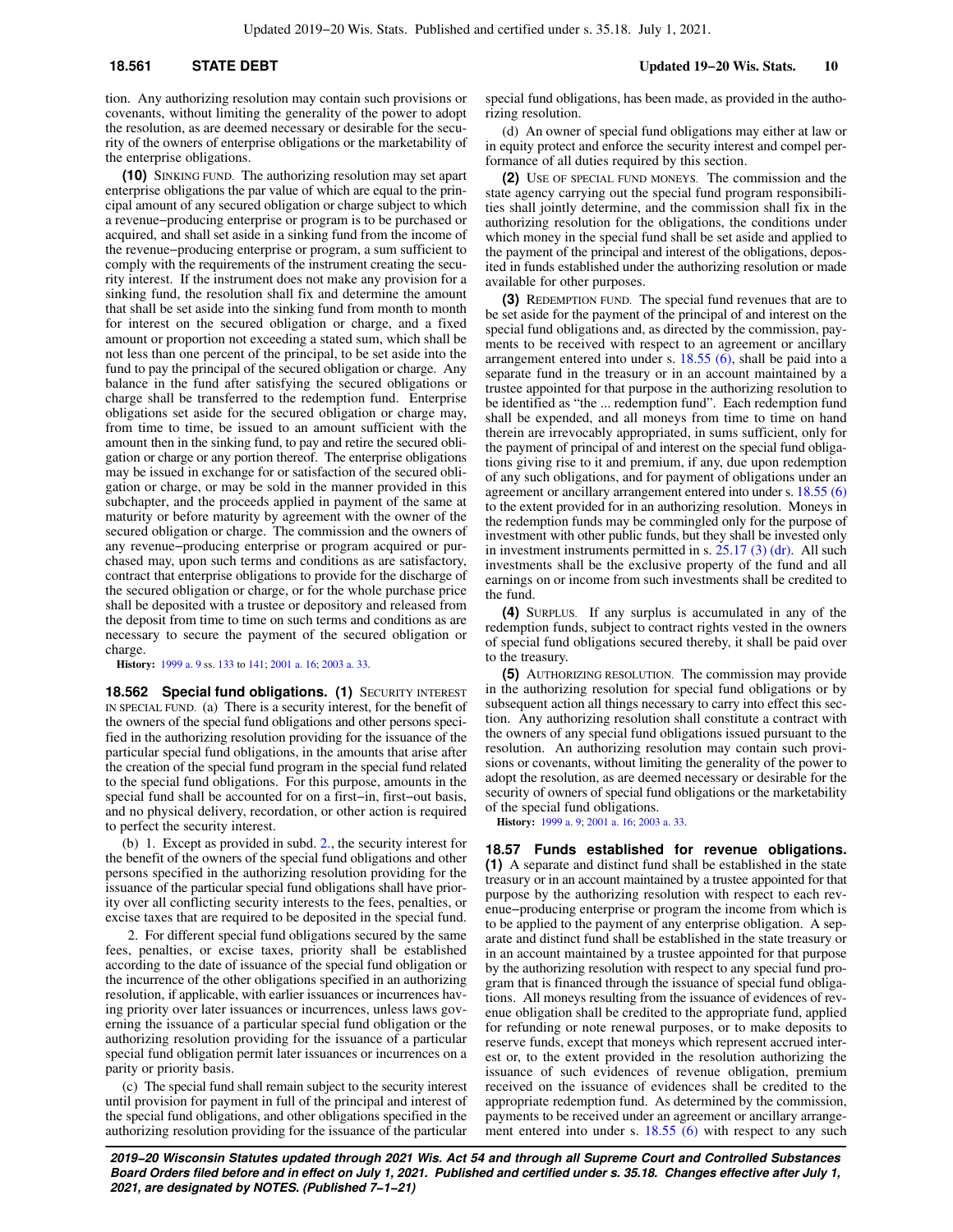tion. Any authorizing resolution may contain such provisions or covenants, without limiting the generality of the power to adopt the resolution, as are deemed necessary or desirable for the security of the owners of enterprise obligations or the marketability of the enterprise obligations.

**(10)** SINKING FUND. The authorizing resolution may set apart enterprise obligations the par value of which are equal to the principal amount of any secured obligation or charge subject to which a revenue−producing enterprise or program is to be purchased or acquired, and shall set aside in a sinking fund from the income of the revenue−producing enterprise or program, a sum sufficient to comply with the requirements of the instrument creating the security interest. If the instrument does not make any provision for a sinking fund, the resolution shall fix and determine the amount that shall be set aside into the sinking fund from month to month for interest on the secured obligation or charge, and a fixed amount or proportion not exceeding a stated sum, which shall be not less than one percent of the principal, to be set aside into the fund to pay the principal of the secured obligation or charge. Any balance in the fund after satisfying the secured obligations or charge shall be transferred to the redemption fund. Enterprise obligations set aside for the secured obligation or charge may, from time to time, be issued to an amount sufficient with the amount then in the sinking fund, to pay and retire the secured obligation or charge or any portion thereof. The enterprise obligations may be issued in exchange for or satisfaction of the secured obligation or charge, or may be sold in the manner provided in this subchapter, and the proceeds applied in payment of the same at maturity or before maturity by agreement with the owner of the secured obligation or charge. The commission and the owners of any revenue−producing enterprise or program acquired or purchased may, upon such terms and conditions as are satisfactory, contract that enterprise obligations to provide for the discharge of the secured obligation or charge, or for the whole purchase price shall be deposited with a trustee or depository and released from the deposit from time to time on such terms and conditions as are necessary to secure the payment of the secured obligation or charge.

**History:** 1999 a. 9 ss. 133 to 141; 2001 a. 16; 2003 a. 33.

**18.562 Special fund obligations. (1)** SECURITY INTEREST IN SPECIAL FUND. (a) There is a security interest, for the benefit of the owners of the special fund obligations and other persons specified in the authorizing resolution providing for the issuance of the particular special fund obligations, in the amounts that arise after the creation of the special fund program in the special fund related to the special fund obligations. For this purpose, amounts in the special fund shall be accounted for on a first−in, first−out basis, and no physical delivery, recordation, or other action is required to perfect the security interest.

(b) 1. Except as provided in subd. 2., the security interest for the benefit of the owners of the special fund obligations and other persons specified in the authorizing resolution providing for the issuance of the particular special fund obligations shall have priority over all conflicting security interests to the fees, penalties, or excise taxes that are required to be deposited in the special fund.

2. For different special fund obligations secured by the same fees, penalties, or excise taxes, priority shall be established according to the date of issuance of the special fund obligation or the incurrence of the other obligations specified in an authorizing resolution, if applicable, with earlier issuances or incurrences having priority over later issuances or incurrences, unless laws governing the issuance of a particular special fund obligation or the authorizing resolution providing for the issuance of a particular special fund obligation permit later issuances or incurrences on a parity or priority basis.

(c) The special fund shall remain subject to the security interest until provision for payment in full of the principal and interest of the special fund obligations, and other obligations specified in the authorizing resolution providing for the issuance of the particular special fund obligations, has been made, as provided in the authorizing resolution.

(d) An owner of special fund obligations may either at law or in equity protect and enforce the security interest and compel performance of all duties required by this section.

**(2)** USE OF SPECIAL FUND MONEYS. The commission and the state agency carrying out the special fund program responsibilities shall jointly determine, and the commission shall fix in the authorizing resolution for the obligations, the conditions under which money in the special fund shall be set aside and applied to the payment of the principal and interest of the obligations, deposited in funds established under the authorizing resolution or made available for other purposes.

**(3)** REDEMPTION FUND. The special fund revenues that are to be set aside for the payment of the principal of and interest on the special fund obligations and, as directed by the commission, payments to be received with respect to an agreement or ancillary arrangement entered into under s. 18.55 (6), shall be paid into a separate fund in the treasury or in an account maintained by a trustee appointed for that purpose in the authorizing resolution to be identified as "the ... redemption fund". Each redemption fund shall be expended, and all moneys from time to time on hand therein are irrevocably appropriated, in sums sufficient, only for the payment of principal of and interest on the special fund obligations giving rise to it and premium, if any, due upon redemption of any such obligations, and for payment of obligations under an agreement or ancillary arrangement entered into under s. 18.55 (6) to the extent provided for in an authorizing resolution. Moneys in the redemption funds may be commingled only for the purpose of investment with other public funds, but they shall be invested only in investment instruments permitted in s. 25.17 (3) (dr). All such investments shall be the exclusive property of the fund and all earnings on or income from such investments shall be credited to the fund.

**(4)** SURPLUS. If any surplus is accumulated in any of the redemption funds, subject to contract rights vested in the owners of special fund obligations secured thereby, it shall be paid over to the treasury.

**(5)** AUTHORIZING RESOLUTION. The commission may provide in the authorizing resolution for special fund obligations or by subsequent action all things necessary to carry into effect this section. Any authorizing resolution shall constitute a contract with the owners of any special fund obligations issued pursuant to the resolution. An authorizing resolution may contain such provisions or covenants, without limiting the generality of the power to adopt the resolution, as are deemed necessary or desirable for the security of owners of special fund obligations or the marketability of the special fund obligations.

**History:** 1999 a. 9; 2001 a. 16; 2003 a. 33.

**18.57 Funds established for revenue obligations. (1)** A separate and distinct fund shall be established in the state treasury or in an account maintained by a trustee appointed for that purpose by the authorizing resolution with respect to each revenue−producing enterprise or program the income from which is to be applied to the payment of any enterprise obligation. A separate and distinct fund shall be established in the state treasury or in an account maintained by a trustee appointed for that purpose by the authorizing resolution with respect to any special fund program that is financed through the issuance of special fund obligations. All moneys resulting from the issuance of evidences of revenue obligation shall be credited to the appropriate fund, applied for refunding or note renewal purposes, or to make deposits to reserve funds, except that moneys which represent accrued interest or, to the extent provided in the resolution authorizing the issuance of such evidences of revenue obligation, premium received on the issuance of evidences shall be credited to the appropriate redemption fund. As determined by the commission, payments to be received under an agreement or ancillary arrangement entered into under s. 18.55 (6) with respect to any such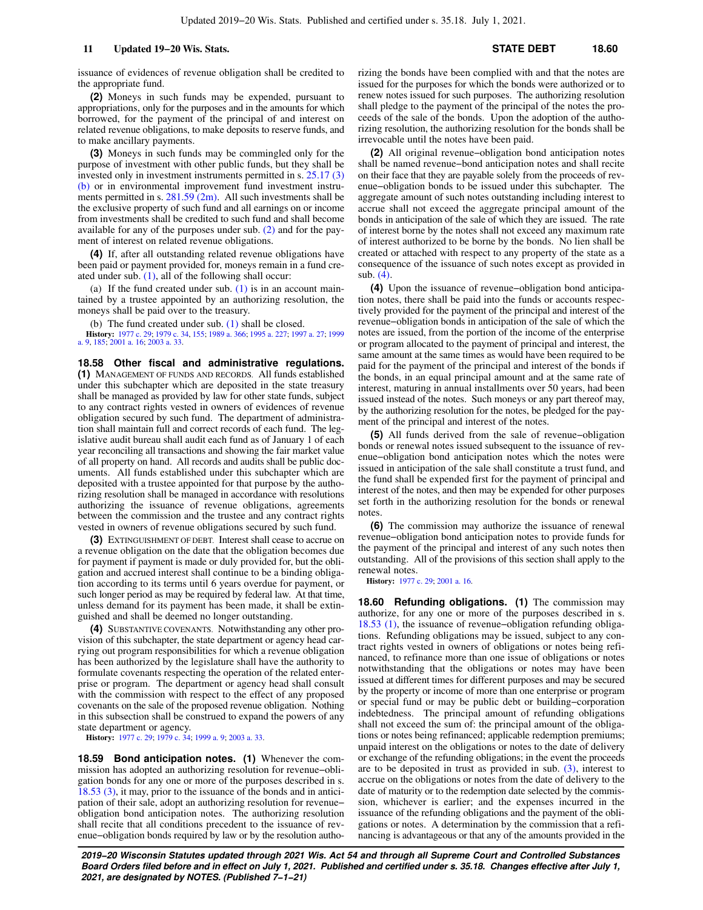issuance of evidences of revenue obligation shall be credited to the appropriate fund.

**(2)** Moneys in such funds may be expended, pursuant to appropriations, only for the purposes and in the amounts for which borrowed, for the payment of the principal of and interest on related revenue obligations, to make deposits to reserve funds, and to make ancillary payments.

**(3)** Moneys in such funds may be commingled only for the purpose of investment with other public funds, but they shall be invested only in investment instruments permitted in s. 25.17 (3) (b) or in environmental improvement fund investment instruments permitted in s. 281.59 (2m). All such investments shall be the exclusive property of such fund and all earnings on or income from investments shall be credited to such fund and shall become available for any of the purposes under sub. (2) and for the payment of interest on related revenue obligations.

**(4)** If, after all outstanding related revenue obligations have been paid or payment provided for, moneys remain in a fund created under sub. (1), all of the following shall occur:

(a) If the fund created under sub. (1) is in an account maintained by a trustee appointed by an authorizing resolution, the moneys shall be paid over to the treasury.

(b) The fund created under sub. (1) shall be closed.

**History:** 1977 c. 29; 1979 c. 34, 155; 1989 a. 366; 1995 a. 227; 1997 a. 27; 1999 a. 9, 185; 2001 a. 16; 2003 a. 33.

**18.58 Other fiscal and administrative regulations.** **(1)** MANAGEMENT OF FUNDS AND RECORDS. All funds established under this subchapter which are deposited in the state treasury shall be managed as provided by law for other state funds, subject to any contract rights vested in owners of evidences of revenue obligation secured by such fund. The department of administration shall maintain full and correct records of each fund. The legislative audit bureau shall audit each fund as of January 1 of each year reconciling all transactions and showing the fair market value of all property on hand. All records and audits shall be public documents. All funds established under this subchapter which are deposited with a trustee appointed for that purpose by the authorizing resolution shall be managed in accordance with resolutions authorizing the issuance of revenue obligations, agreements between the commission and the trustee and any contract rights vested in owners of revenue obligations secured by such fund.

**(3)** EXTINGUISHMENT OF DEBT. Interest shall cease to accrue on a revenue obligation on the date that the obligation becomes due for payment if payment is made or duly provided for, but the obligation and accrued interest shall continue to be a binding obligation according to its terms until 6 years overdue for payment, or such longer period as may be required by federal law. At that time, unless demand for its payment has been made, it shall be extinguished and shall be deemed no longer outstanding.

**(4)** SUBSTANTIVE COVENANTS. Notwithstanding any other provision of this subchapter, the state department or agency head carrying out program responsibilities for which a revenue obligation has been authorized by the legislature shall have the authority to formulate covenants respecting the operation of the related enterprise or program. The department or agency head shall consult with the commission with respect to the effect of any proposed covenants on the sale of the proposed revenue obligation. Nothing in this subsection shall be construed to expand the powers of any state department or agency.

**History:** 1977 c. 29; 1979 c. 34; 1999 a. 9; 2003 a. 33.

**18.59 Bond anticipation notes.** **(1)** Whenever the commission has adopted an authorizing resolution for revenue−obligation bonds for any one or more of the purposes described in s. 18.53 (3), it may, prior to the issuance of the bonds and in anticipation of their sale, adopt an authorizing resolution for revenue−obligation bond anticipation notes. The authorizing resolution shall recite that all conditions precedent to the issuance of revenue−obligation bonds required by law or by the resolution authorizing the bonds have been complied with and that the notes are issued for the purposes for which the bonds were authorized or to renew notes issued for such purposes. The authorizing resolution shall pledge to the payment of the principal of the notes the proceeds of the sale of the bonds. Upon the adoption of the authorizing resolution, the authorizing resolution for the bonds shall be irrevocable until the notes have been paid.

**(2)** All original revenue−obligation bond anticipation notes shall be named revenue−bond anticipation notes and shall recite on their face that they are payable solely from the proceeds of revenue−obligation bonds to be issued under this subchapter. The aggregate amount of such notes outstanding including interest to accrue shall not exceed the aggregate principal amount of the bonds in anticipation of the sale of which they are issued. The rate of interest borne by the notes shall not exceed any maximum rate of interest authorized to be borne by the bonds. No lien shall be created or attached with respect to any property of the state as a consequence of the issuance of such notes except as provided in sub. (4).

**(4)** Upon the issuance of revenue−obligation bond anticipation notes, there shall be paid into the funds or accounts respectively provided for the payment of the principal and interest of the revenue−obligation bonds in anticipation of the sale of which the notes are issued, from the portion of the income of the enterprise or program allocated to the payment of principal and interest, the same amount at the same times as would have been required to be paid for the payment of the principal and interest of the bonds if the bonds, in an equal principal amount and at the same rate of interest, maturing in annual installments over 50 years, had been issued instead of the notes. Such moneys or any part thereof may, by the authorizing resolution for the notes, be pledged for the payment of the principal and interest of the notes.

**(5)** All funds derived from the sale of revenue−obligation bonds or renewal notes issued subsequent to the issuance of revenue−obligation bond anticipation notes which the notes were issued in anticipation of the sale shall constitute a trust fund, and the fund shall be expended first for the payment of principal and interest of the notes, and then may be expended for other purposes set forth in the authorizing resolution for the bonds or renewal notes.

**(6)** The commission may authorize the issuance of renewal revenue−obligation bond anticipation notes to provide funds for the payment of the principal and interest of any such notes then outstanding. All of the provisions of this section shall apply to the renewal notes.

**History:** 1977 c. 29; 2001 a. 16.

**18.60 Refunding obligations.** **(1)** The commission may authorize, for any one or more of the purposes described in s. 18.53 (1), the issuance of revenue−obligation refunding obligations. Refunding obligations may be issued, subject to any contract rights vested in owners of obligations or notes being refinanced, to refinance more than one issue of obligations or notes notwithstanding that the obligations or notes may have been issued at different times for different purposes and may be secured by the property or income of more than one enterprise or program or special fund or may be public debt or building−corporation indebtedness. The principal amount of refunding obligations shall not exceed the sum of: the principal amount of the obligations or notes being refinanced; applicable redemption premiums; unpaid interest on the obligations or notes to the date of delivery or exchange of the refunding obligations; in the event the proceeds are to be deposited in trust as provided in sub. (3), interest to accrue on the obligations or notes from the date of delivery to the date of maturity or to the redemption date selected by the commission, whichever is earlier; and the expenses incurred in the issuance of the refunding obligations and the payment of the obligations or notes. A determination by the commission that a refinancing is advantageous or that any of the amounts provided in the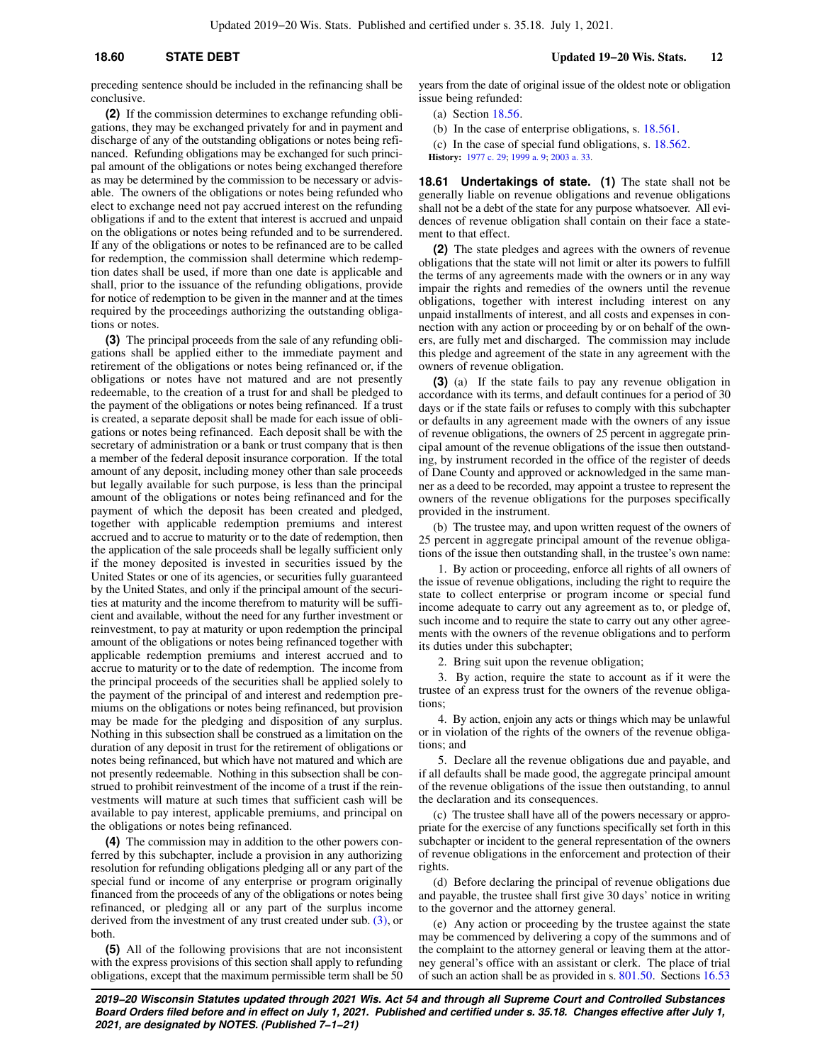preceding sentence should be included in the refinancing shall be conclusive.

**(2)** If the commission determines to exchange refunding obligations, they may be exchanged privately for and in payment and discharge of any of the outstanding obligations or notes being refinanced. Refunding obligations may be exchanged for such principal amount of the obligations or notes being exchanged therefore as may be determined by the commission to be necessary or advisable. The owners of the obligations or notes being refunded who elect to exchange need not pay accrued interest on the refunding obligations if and to the extent that interest is accrued and unpaid on the obligations or notes being refunded and to be surrendered. If any of the obligations or notes to be refinanced are to be called for redemption, the commission shall determine which redemption dates shall be used, if more than one date is applicable and shall, prior to the issuance of the refunding obligations, provide for notice of redemption to be given in the manner and at the times required by the proceedings authorizing the outstanding obligations or notes.

**(3)** The principal proceeds from the sale of any refunding obligations shall be applied either to the immediate payment and retirement of the obligations or notes being refinanced or, if the obligations or notes have not matured and are not presently redeemable, to the creation of a trust for and shall be pledged to the payment of the obligations or notes being refinanced. If a trust is created, a separate deposit shall be made for each issue of obligations or notes being refinanced. Each deposit shall be with the secretary of administration or a bank or trust company that is then a member of the federal deposit insurance corporation. If the total amount of any deposit, including money other than sale proceeds but legally available for such purpose, is less than the principal amount of the obligations or notes being refinanced and for the payment of which the deposit has been created and pledged, together with applicable redemption premiums and interest accrued and to accrue to maturity or to the date of redemption, then the application of the sale proceeds shall be legally sufficient only if the money deposited is invested in securities issued by the United States or one of its agencies, or securities fully guaranteed by the United States, and only if the principal amount of the securities at maturity and the income therefrom to maturity will be sufficient and available, without the need for any further investment or reinvestment, to pay at maturity or upon redemption the principal amount of the obligations or notes being refinanced together with applicable redemption premiums and interest accrued and to accrue to maturity or to the date of redemption. The income from the principal proceeds of the securities shall be applied solely to the payment of the principal of and interest and redemption premiums on the obligations or notes being refinanced, but provision may be made for the pledging and disposition of any surplus. Nothing in this subsection shall be construed as a limitation on the duration of any deposit in trust for the retirement of obligations or notes being refinanced, but which have not matured and which are not presently redeemable. Nothing in this subsection shall be construed to prohibit reinvestment of the income of a trust if the reinvestments will mature at such times that sufficient cash will be available to pay interest, applicable premiums, and principal on the obligations or notes being refinanced.

**(4)** The commission may in addition to the other powers conferred by this subchapter, include a provision in any authorizing resolution for refunding obligations pledging all or any part of the special fund or income of any enterprise or program originally financed from the proceeds of any of the obligations or notes being refinanced, or pledging all or any part of the surplus income derived from the investment of any trust created under sub. (3), or both.

**(5)** All of the following provisions that are not inconsistent with the express provisions of this section shall apply to refunding obligations, except that the maximum permissible term shall be 50 years from the date of original issue of the oldest note or obligation issue being refunded:

(a) Section 18.56.

(b) In the case of enterprise obligations, s. 18.561.

(c) In the case of special fund obligations, s. 18.562.

**History:** 1977 c. 29; 1999 a. 9; 2003 a. 33.

**18.61 Undertakings of state.** **(1)** The state shall not be generally liable on revenue obligations and revenue obligations shall not be a debt of the state for any purpose whatsoever. All evidences of revenue obligation shall contain on their face a statement to that effect.

**(2)** The state pledges and agrees with the owners of revenue obligations that the state will not limit or alter its powers to fulfill the terms of any agreements made with the owners or in any way impair the rights and remedies of the owners until the revenue obligations, together with interest including interest on any unpaid installments of interest, and all costs and expenses in connection with any action or proceeding by or on behalf of the owners, are fully met and discharged. The commission may include this pledge and agreement of the state in any agreement with the owners of revenue obligation.

**(3)** (a) If the state fails to pay any revenue obligation in accordance with its terms, and default continues for a period of 30 days or if the state fails or refuses to comply with this subchapter or defaults in any agreement made with the owners of any issue of revenue obligations, the owners of 25 percent in aggregate principal amount of the revenue obligations of the issue then outstanding, by instrument recorded in the office of the register of deeds of Dane County and approved or acknowledged in the same manner as a deed to be recorded, may appoint a trustee to represent the owners of the revenue obligations for the purposes specifically provided in the instrument.

(b) The trustee may, and upon written request of the owners of 25 percent in aggregate principal amount of the revenue obligations of the issue then outstanding shall, in the trustee's own name:

1. By action or proceeding, enforce all rights of all owners of the issue of revenue obligations, including the right to require the state to collect enterprise or program income or special fund income adequate to carry out any agreement as to, or pledge of, such income and to require the state to carry out any other agreements with the owners of the revenue obligations and to perform its duties under this subchapter;

2. Bring suit upon the revenue obligation;

3. By action, require the state to account as if it were the trustee of an express trust for the owners of the revenue obligations;

4. By action, enjoin any acts or things which may be unlawful or in violation of the rights of the owners of the revenue obligations; and

5. Declare all the revenue obligations due and payable, and if all defaults shall be made good, the aggregate principal amount of the revenue obligations of the issue then outstanding, to annul the declaration and its consequences.

(c) The trustee shall have all of the powers necessary or appropriate for the exercise of any functions specifically set forth in this subchapter or incident to the general representation of the owners of revenue obligations in the enforcement and protection of their rights.

(d) Before declaring the principal of revenue obligations due and payable, the trustee shall first give 30 days' notice in writing to the governor and the attorney general.

(e) Any action or proceeding by the trustee against the state may be commenced by delivering a copy of the summons and of the complaint to the attorney general or leaving them at the attorney general's office with an assistant or clerk. The place of trial of such an action shall be as provided in s. 801.50. Sections 16.53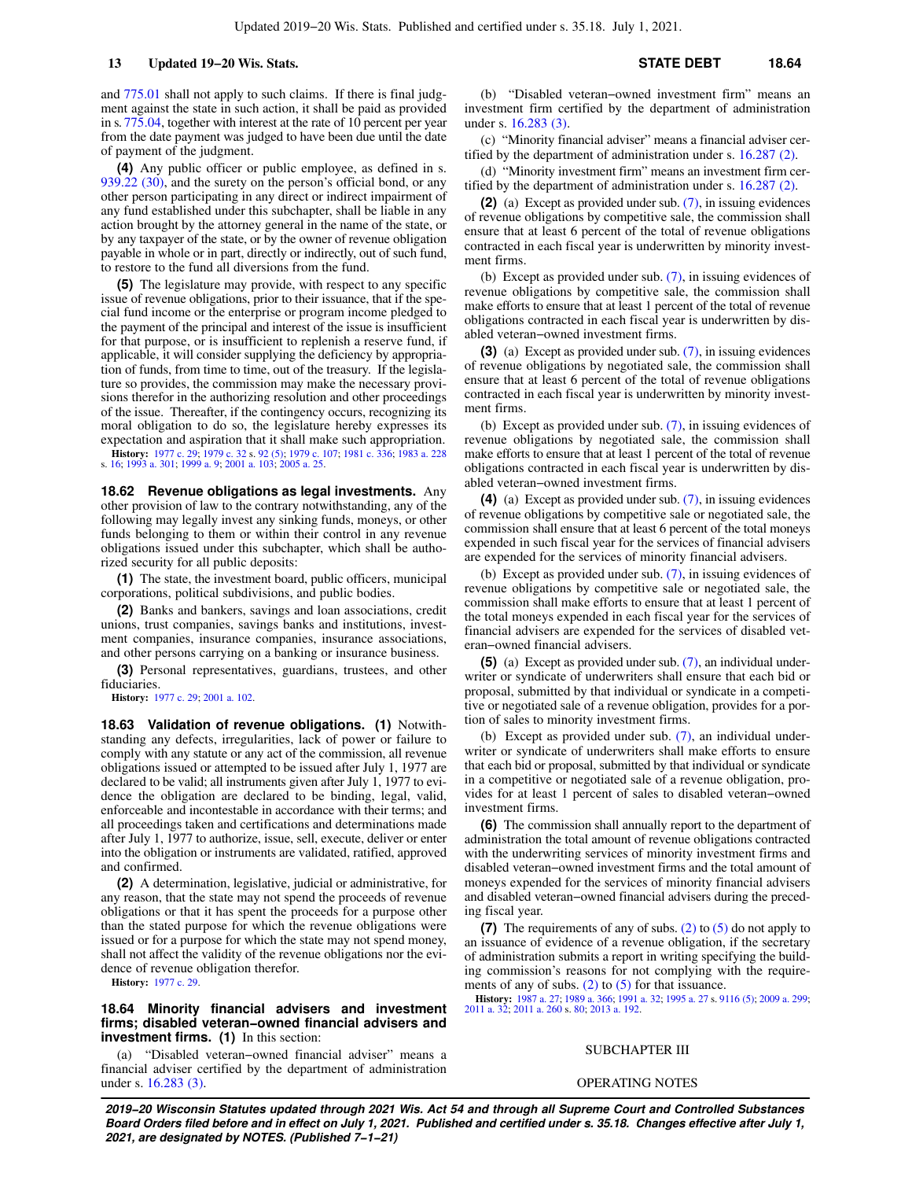and 775.01 shall not apply to such claims. If there is final judgment against the state in such action, it shall be paid as provided in s. 775.04, together with interest at the rate of 10 percent per year from the date payment was judged to have been due until the date of payment of the judgment.

**(4)** Any public officer or public employee, as defined in s. 939.22 (30), and the surety on the person's official bond, or any other person participating in any direct or indirect impairment of any fund established under this subchapter, shall be liable in any action brought by the attorney general in the name of the state, or by any taxpayer of the state, or by the owner of revenue obligation payable in whole or in part, directly or indirectly, out of such fund, to restore to the fund all diversions from the fund.

**(5)** The legislature may provide, with respect to any specific issue of revenue obligations, prior to their issuance, that if the special fund income or the enterprise or program income pledged to the payment of the principal and interest of the issue is insufficient for that purpose, or is insufficient to replenish a reserve fund, if applicable, it will consider supplying the deficiency by appropriation of funds, from time to time, out of the treasury. If the legislature so provides, the commission may make the necessary provisions therefor in the authorizing resolution and other proceedings of the issue. Thereafter, if the contingency occurs, recognizing its moral obligation to do so, the legislature hereby expresses its expectation and aspiration that it shall make such appropriation.

**History:** 1977 c. 29; 1979 c. 32 s. 92 (5); 1979 c. 107; 1981 c. 336; 1983 a. 228 s. 16; 1993 a. 301; 1999 a. 9; 2001 a. 103; 2005 a. 25.

**18.62 Revenue obligations as legal investments.** Any other provision of law to the contrary notwithstanding, any of the following may legally invest any sinking funds, moneys, or other funds belonging to them or within their control in any revenue obligations issued under this subchapter, which shall be authorized security for all public deposits:

**(1)** The state, the investment board, public officers, municipal corporations, political subdivisions, and public bodies.

**(2)** Banks and bankers, savings and loan associations, credit unions, trust companies, savings banks and institutions, investment companies, insurance companies, insurance associations, and other persons carrying on a banking or insurance business.

**(3)** Personal representatives, guardians, trustees, and other fiduciaries.

**History:** 1977 c. 29; 2001 a. 102.

**18.63 Validation of revenue obligations. (1)** Notwithstanding any defects, irregularities, lack of power or failure to comply with any statute or any act of the commission, all revenue obligations issued or attempted to be issued after July 1, 1977 are declared to be valid; all instruments given after July 1, 1977 to evidence the obligation are declared to be binding, legal, valid, enforceable and incontestable in accordance with their terms; and all proceedings taken and certifications and determinations made after July 1, 1977 to authorize, issue, sell, execute, deliver or enter into the obligation or instruments are validated, ratified, approved and confirmed.

**(2)** A determination, legislative, judicial or administrative, for any reason, that the state may not spend the proceeds of revenue obligations or that it has spent the proceeds for a purpose other than the stated purpose for which the revenue obligations were issued or for a purpose for which the state may not spend money, shall not affect the validity of the revenue obligations nor the evidence of revenue obligation therefor.

**History:** 1977 c. 29.

**18.64 Minority financial advisers and investment firms; disabled veteran−owned financial advisers and investment firms. (1)** In this section:

(a) "Disabled veteran−owned financial adviser" means a financial adviser certified by the department of administration under s. 16.283 (3).

(b) "Disabled veteran−owned investment firm" means an investment firm certified by the department of administration under s. 16.283 (3).

(c) "Minority financial adviser" means a financial adviser certified by the department of administration under s. 16.287 (2).

(d) "Minority investment firm" means an investment firm certified by the department of administration under s. 16.287 (2).

**(2)** (a) Except as provided under sub. (7), in issuing evidences of revenue obligations by competitive sale, the commission shall ensure that at least 6 percent of the total of revenue obligations contracted in each fiscal year is underwritten by minority investment firms.

(b) Except as provided under sub. (7), in issuing evidences of revenue obligations by competitive sale, the commission shall make efforts to ensure that at least 1 percent of the total of revenue obligations contracted in each fiscal year is underwritten by disabled veteran−owned investment firms.

**(3)** (a) Except as provided under sub. (7), in issuing evidences of revenue obligations by negotiated sale, the commission shall ensure that at least 6 percent of the total of revenue obligations contracted in each fiscal year is underwritten by minority investment firms.

(b) Except as provided under sub. (7), in issuing evidences of revenue obligations by negotiated sale, the commission shall make efforts to ensure that at least 1 percent of the total of revenue obligations contracted in each fiscal year is underwritten by disabled veteran−owned investment firms.

**(4)** (a) Except as provided under sub. (7), in issuing evidences of revenue obligations by competitive sale or negotiated sale, the commission shall ensure that at least 6 percent of the total moneys expended in such fiscal year for the services of financial advisers are expended for the services of minority financial advisers.

(b) Except as provided under sub. (7), in issuing evidences of revenue obligations by competitive sale or negotiated sale, the commission shall make efforts to ensure that at least 1 percent of the total moneys expended in each fiscal year for the services of financial advisers are expended for the services of disabled veteran−owned financial advisers.

**(5)** (a) Except as provided under sub. (7), an individual underwriter or syndicate of underwriters shall ensure that each bid or proposal, submitted by that individual or syndicate in a competitive or negotiated sale of a revenue obligation, provides for a portion of sales to minority investment firms.

(b) Except as provided under sub. (7), an individual underwriter or syndicate of underwriters shall make efforts to ensure that each bid or proposal, submitted by that individual or syndicate in a competitive or negotiated sale of a revenue obligation, provides for at least 1 percent of sales to disabled veteran−owned investment firms.

**(6)** The commission shall annually report to the department of administration the total amount of revenue obligations contracted with the underwriting services of minority investment firms and disabled veteran−owned investment firms and the total amount of moneys expended for the services of minority financial advisers and disabled veteran−owned financial advisers during the preceding fiscal year.

**(7)** The requirements of any of subs. (2) to (5) do not apply to an issuance of evidence of a revenue obligation, if the secretary of administration submits a report in writing specifying the building commission's reasons for not complying with the requirements of any of subs. (2) to (5) for that issuance.

**History:** 1987 a. 27; 1989 a. 366; 1991 a. 32; 1995 a. 27 s. 9116 (5); 2009 a. 299; 2011 a. 32; 2011 a. 260 s. 80; 2013 a. 192.

## SUBCHAPTER III

### OPERATING NOTES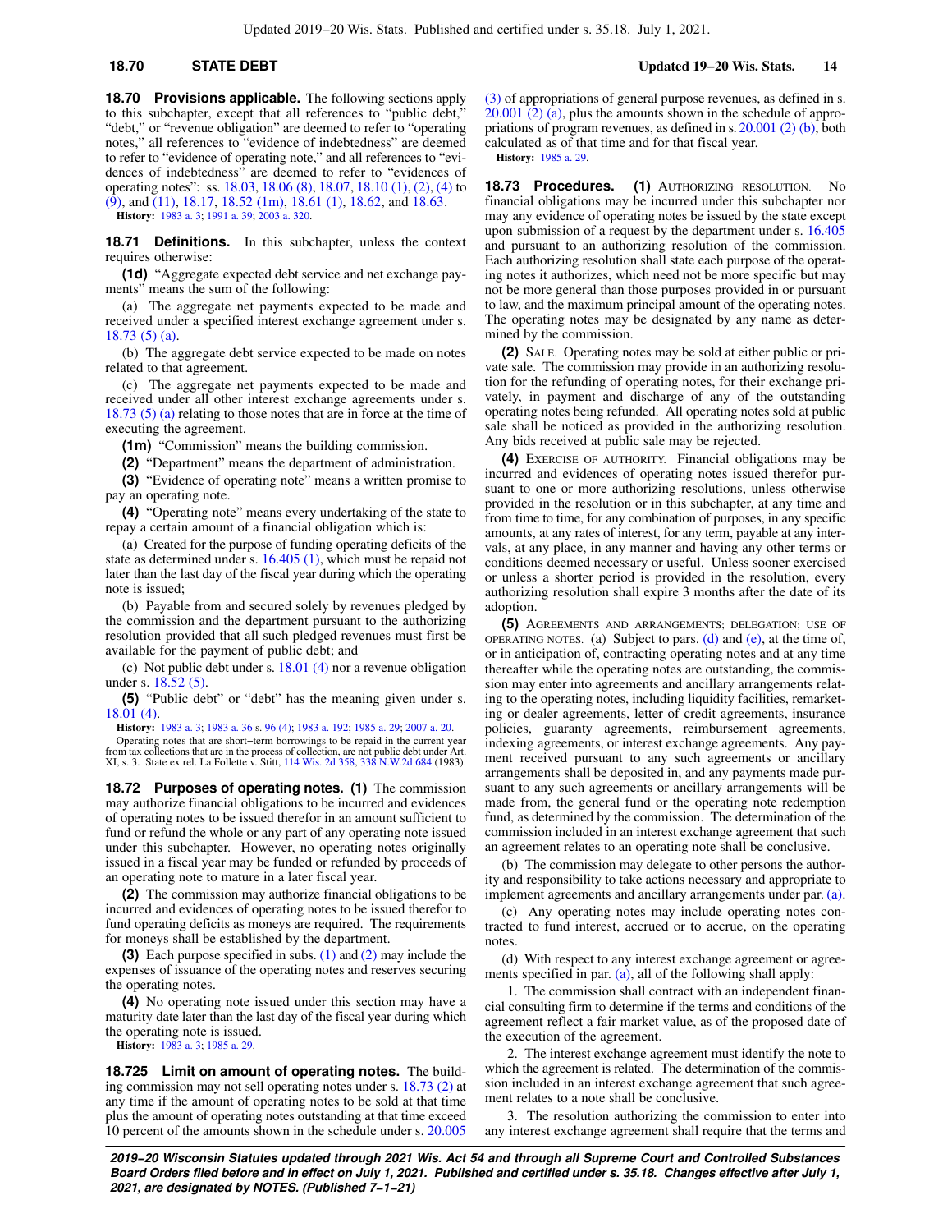**18.70 Provisions applicable.** The following sections apply to this subchapter, except that all references to "public debt," "debt," or "revenue obligation" are deemed to refer to "operating notes," all references to "evidence of indebtedness" are deemed to refer to "evidence of operating note," and all references to "evidences of indebtedness" are deemed to refer to "evidences of operating notes": ss. 18.03, 18.06 (8), 18.07, 18.10 (1), (2), (4) to (9), and (11), 18.17, 18.52 (1m), 18.61 (1), 18.62, and 18.63.

**History:** 1983 a. 3; 1991 a. 39; 2003 a. 320.

**18.71 Definitions.** In this subchapter, unless the context requires otherwise:

**(1d)** "Aggregate expected debt service and net exchange payments" means the sum of the following:

(a) The aggregate net payments expected to be made and received under a specified interest exchange agreement under s. 18.73 (5) (a).

(b) The aggregate debt service expected to be made on notes related to that agreement.

(c) The aggregate net payments expected to be made and received under all other interest exchange agreements under s. 18.73 (5) (a) relating to those notes that are in force at the time of executing the agreement.

**(1m)** "Commission" means the building commission.

**(2)** "Department" means the department of administration.

**(3)** "Evidence of operating note" means a written promise to pay an operating note.

**(4)** "Operating note" means every undertaking of the state to repay a certain amount of a financial obligation which is:

(a) Created for the purpose of funding operating deficits of the state as determined under s. 16.405 (1), which must be repaid not later than the last day of the fiscal year during which the operating note is issued;

(b) Payable from and secured solely by revenues pledged by the commission and the department pursuant to the authorizing resolution provided that all such pledged revenues must first be available for the payment of public debt; and

(c) Not public debt under s. 18.01 (4) nor a revenue obligation under s. 18.52 (5).

**(5)** "Public debt" or "debt" has the meaning given under s. 18.01 (4).

**History:** 1983 a. 3; 1983 a. 36 s. 96 (4); 1983 a. 192; 1985 a. 29; 2007 a. 20.

Operating notes that are short-term borrowings to be repaid in the current year from tax collections that are in the process of collection, are not public debt under Art. XI, s. 3. State ex rel. La Follette v. Stitt, 114 Wis. 2d 358, 338 N.W.2d 684 (1983).

**18.72 Purposes of operating notes. (1)** The commission may authorize financial obligations to be incurred and evidences of operating notes to be issued therefor in an amount sufficient to fund or refund the whole or any part of any operating note issued under this subchapter. However, no operating notes originally issued in a fiscal year may be funded or refunded by proceeds of an operating note to mature in a later fiscal year.

**(2)** The commission may authorize financial obligations to be incurred and evidences of operating notes to be issued therefor to fund operating deficits as moneys are required. The requirements for moneys shall be established by the department.

**(3)** Each purpose specified in subs. (1) and (2) may include the expenses of issuance of the operating notes and reserves securing the operating notes.

**(4)** No operating note issued under this section may have a maturity date later than the last day of the fiscal year during which the operating note is issued.

**History:** 1983 a. 3; 1985 a. 29.

**18.725 Limit on amount of operating notes.** The building commission may not sell operating notes under s. 18.73 (2) at any time if the amount of operating notes to be sold at that time plus the amount of operating notes outstanding at that time exceed 10 percent of the amounts shown in the schedule under s. 20.005 (3) of appropriations of general purpose revenues, as defined in s. 20.001 (2) (a), plus the amounts shown in the schedule of appropriations of program revenues, as defined in s. 20.001 (2) (b), both calculated as of that time and for that fiscal year.

**History:** 1985 a. 29.

**18.73 Procedures. (1)** AUTHORIZING RESOLUTION. No financial obligations may be incurred under this subchapter nor may any evidence of operating notes be issued by the state except upon submission of a request by the department under s. 16.405 and pursuant to an authorizing resolution of the commission. Each authorizing resolution shall state each purpose of the operating notes it authorizes, which need not be more specific but may not be more general than those purposes provided in or pursuant to law, and the maximum principal amount of the operating notes. The operating notes may be designated by any name as determined by the commission.

**(2)** SALE. Operating notes may be sold at either public or private sale. The commission may provide in an authorizing resolution for the refunding of operating notes, for their exchange privately, in payment and discharge of any of the outstanding operating notes being refunded. All operating notes sold at public sale shall be noticed as provided in the authorizing resolution. Any bids received at public sale may be rejected.

**(4)** EXERCISE OF AUTHORITY. Financial obligations may be incurred and evidences of operating notes issued therefor pursuant to one or more authorizing resolutions, unless otherwise provided in the resolution or in this subchapter, at any time and from time to time, for any combination of purposes, in any specific amounts, at any rates of interest, for any term, payable at any intervals, at any place, in any manner and having any other terms or conditions deemed necessary or useful. Unless sooner exercised or unless a shorter period is provided in the resolution, every authorizing resolution shall expire 3 months after the date of its adoption.

**(5)** AGREEMENTS AND ARRANGEMENTS; DELEGATION; USE OF OPERATING NOTES. (a) Subject to pars. (d) and (e), at the time of, or in anticipation of, contracting operating notes and at any time thereafter while the operating notes are outstanding, the commission may enter into agreements and ancillary arrangements relating to the operating notes, including liquidity facilities, remarketing or dealer agreements, letter of credit agreements, insurance policies, guaranty agreements, reimbursement agreements, indexing agreements, or interest exchange agreements. Any payment received pursuant to any such agreements or ancillary arrangements shall be deposited in, and any payments made pursuant to any such agreements or ancillary arrangements will be made from, the general fund or the operating note redemption fund, as determined by the commission. The determination of the commission included in an interest exchange agreement that such an agreement relates to an operating note shall be conclusive.

(b) The commission may delegate to other persons the authority and responsibility to take actions necessary and appropriate to implement agreements and ancillary arrangements under par. (a).

(c) Any operating notes may include operating notes contracted to fund interest, accrued or to accrue, on the operating notes.

(d) With respect to any interest exchange agreement or agreements specified in par. (a), all of the following shall apply:

1. The commission shall contract with an independent financial consulting firm to determine if the terms and conditions of the agreement reflect a fair market value, as of the proposed date of the execution of the agreement.

2. The interest exchange agreement must identify the note to which the agreement is related. The determination of the commission included in an interest exchange agreement that such agreement relates to a note shall be conclusive.

3. The resolution authorizing the commission to enter into any interest exchange agreement shall require that the terms and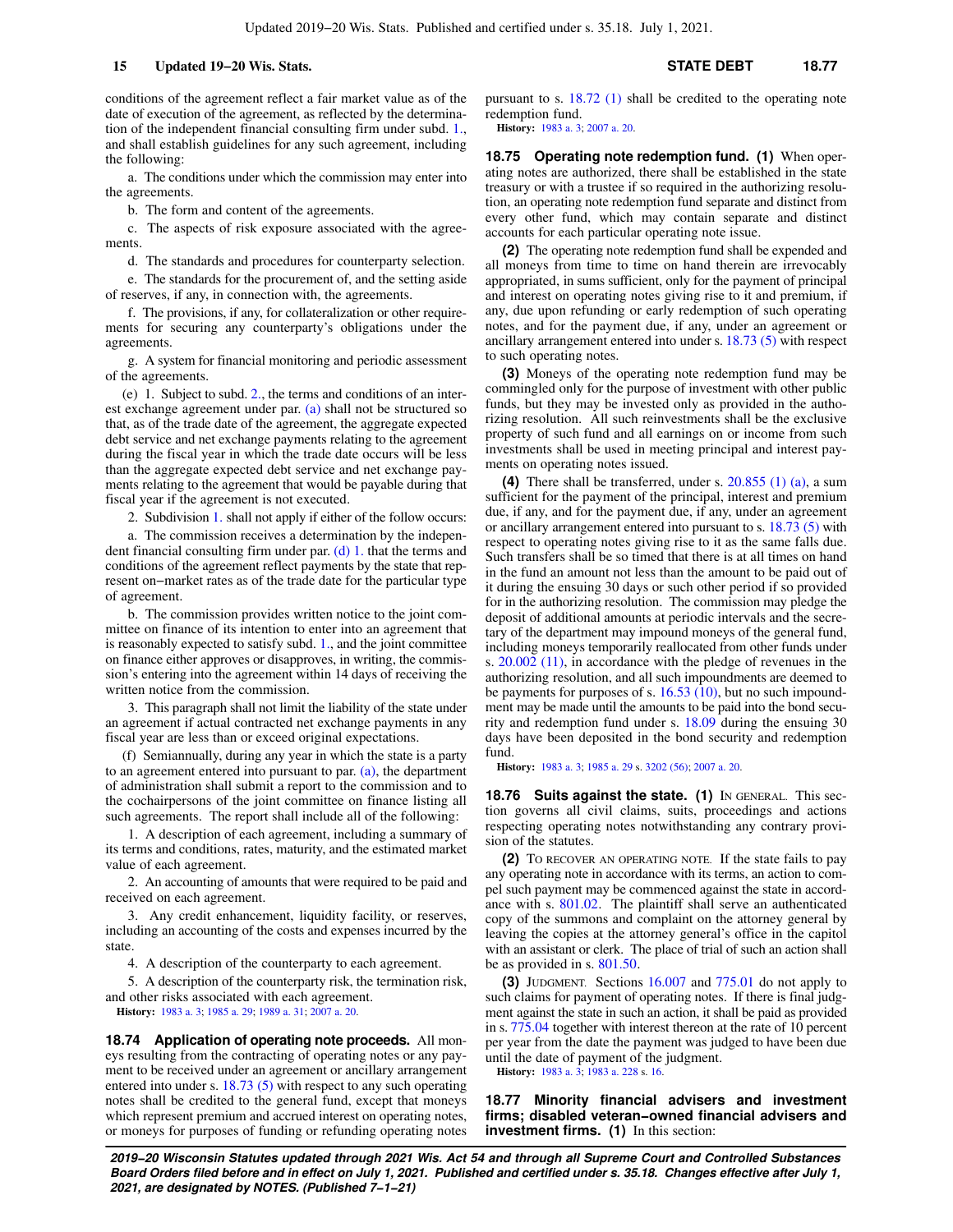conditions of the agreement reflect a fair market value as of the date of execution of the agreement, as reflected by the determination of the independent financial consulting firm under subd. 1., and shall establish guidelines for any such agreement, including the following:

a. The conditions under which the commission may enter into the agreements.

b. The form and content of the agreements.

c. The aspects of risk exposure associated with the agreements.

d. The standards and procedures for counterparty selection.

e. The standards for the procurement of, and the setting aside of reserves, if any, in connection with, the agreements.

f. The provisions, if any, for collateralization or other requirements for securing any counterparty's obligations under the agreements.

g. A system for financial monitoring and periodic assessment of the agreements.

(e) 1. Subject to subd. 2., the terms and conditions of an interest exchange agreement under par. (a) shall not be structured so that, as of the trade date of the agreement, the aggregate expected debt service and net exchange payments relating to the agreement during the fiscal year in which the trade date occurs will be less than the aggregate expected debt service and net exchange payments relating to the agreement that would be payable during that fiscal year if the agreement is not executed.

2. Subdivision 1. shall not apply if either of the follow occurs:

a. The commission receives a determination by the independent financial consulting firm under par. (d) 1. that the terms and conditions of the agreement reflect payments by the state that represent on−market rates as of the trade date for the particular type of agreement.

b. The commission provides written notice to the joint committee on finance of its intention to enter into an agreement that is reasonably expected to satisfy subd. 1., and the joint committee on finance either approves or disapproves, in writing, the commission's entering into the agreement within 14 days of receiving the written notice from the commission.

3. This paragraph shall not limit the liability of the state under an agreement if actual contracted net exchange payments in any fiscal year are less than or exceed original expectations.

(f) Semiannually, during any year in which the state is a party to an agreement entered into pursuant to par. (a), the department of administration shall submit a report to the commission and to the cochairpersons of the joint committee on finance listing all such agreements. The report shall include all of the following:

1. A description of each agreement, including a summary of its terms and conditions, rates, maturity, and the estimated market value of each agreement.

2. An accounting of amounts that were required to be paid and received on each agreement.

3. Any credit enhancement, liquidity facility, or reserves, including an accounting of the costs and expenses incurred by the state.

4. A description of the counterparty to each agreement.

5. A description of the counterparty risk, the termination risk, and other risks associated with each agreement.

**History:** 1983 a. 3; 1985 a. 29; 1989 a. 31; 2007 a. 20.

**18.74 Application of operating note proceeds.** All moneys resulting from the contracting of operating notes or any payment to be received under an agreement or ancillary arrangement entered into under s. 18.73 (5) with respect to any such operating notes shall be credited to the general fund, except that moneys which represent premium and accrued interest on operating notes, or moneys for purposes of funding or refunding operating notes pursuant to s. 18.72 (1) shall be credited to the operating note redemption fund.

**History:** 1983 a. 3; 2007 a. 20.

**18.75 Operating note redemption fund.** **(1)** When operating notes are authorized, there shall be established in the state treasury or with a trustee if so required in the authorizing resolution, an operating note redemption fund separate and distinct from every other fund, which may contain separate and distinct accounts for each particular operating note issue.

**(2)** The operating note redemption fund shall be expended and all moneys from time to time on hand therein are irrevocably appropriated, in sums sufficient, only for the payment of principal and interest on operating notes giving rise to it and premium, if any, due upon refunding or early redemption of such operating notes, and for the payment due, if any, under an agreement or ancillary arrangement entered into under s. 18.73 (5) with respect to such operating notes.

**(3)** Moneys of the operating note redemption fund may be commingled only for the purpose of investment with other public funds, but they may be invested only as provided in the authorizing resolution. All such reinvestments shall be the exclusive property of such fund and all earnings on or income from such investments shall be used in meeting principal and interest payments on operating notes issued.

**(4)** There shall be transferred, under s. 20.855 (1) (a), a sum sufficient for the payment of the principal, interest and premium due, if any, and for the payment due, if any, under an agreement or ancillary arrangement entered into pursuant to s. 18.73 (5) with respect to operating notes giving rise to it as the same falls due. Such transfers shall be so timed that there is at all times on hand in the fund an amount not less than the amount to be paid out of it during the ensuing 30 days or such other period if so provided for in the authorizing resolution. The commission may pledge the deposit of additional amounts at periodic intervals and the secretary of the department may impound moneys of the general fund, including moneys temporarily reallocated from other funds under s. 20.002 (11), in accordance with the pledge of revenues in the authorizing resolution, and all such impoundments are deemed to be payments for purposes of s. 16.53 (10), but no such impoundment may be made until the amounts to be paid into the bond security and redemption fund under s. 18.09 during the ensuing 30 days have been deposited in the bond security and redemption fund.

**History:** 1983 a. 3; 1985 a. 29 s. 3202 (56); 2007 a. 20.

**18.76 Suits against the state.** **(1)** IN GENERAL. This section governs all civil claims, suits, proceedings and actions respecting operating notes notwithstanding any contrary provision of the statutes.

**(2)** TO RECOVER AN OPERATING NOTE. If the state fails to pay any operating note in accordance with its terms, an action to compel such payment may be commenced against the state in accordance with s. 801.02. The plaintiff shall serve an authenticated copy of the summons and complaint on the attorney general by leaving the copies at the attorney general's office in the capitol with an assistant or clerk. The place of trial of such an action shall be as provided in s. 801.50.

**(3)** JUDGMENT. Sections 16.007 and 775.01 do not apply to such claims for payment of operating notes. If there is final judgment against the state in such an action, it shall be paid as provided in s. 775.04 together with interest thereon at the rate of 10 percent per year from the date the payment was judged to have been due until the date of payment of the judgment.

**History:** 1983 a. 3; 1983 a. 228 s. 16.

**18.77 Minority financial advisers and investment firms; disabled veteran−owned financial advisers and investment firms.** **(1)** In this section: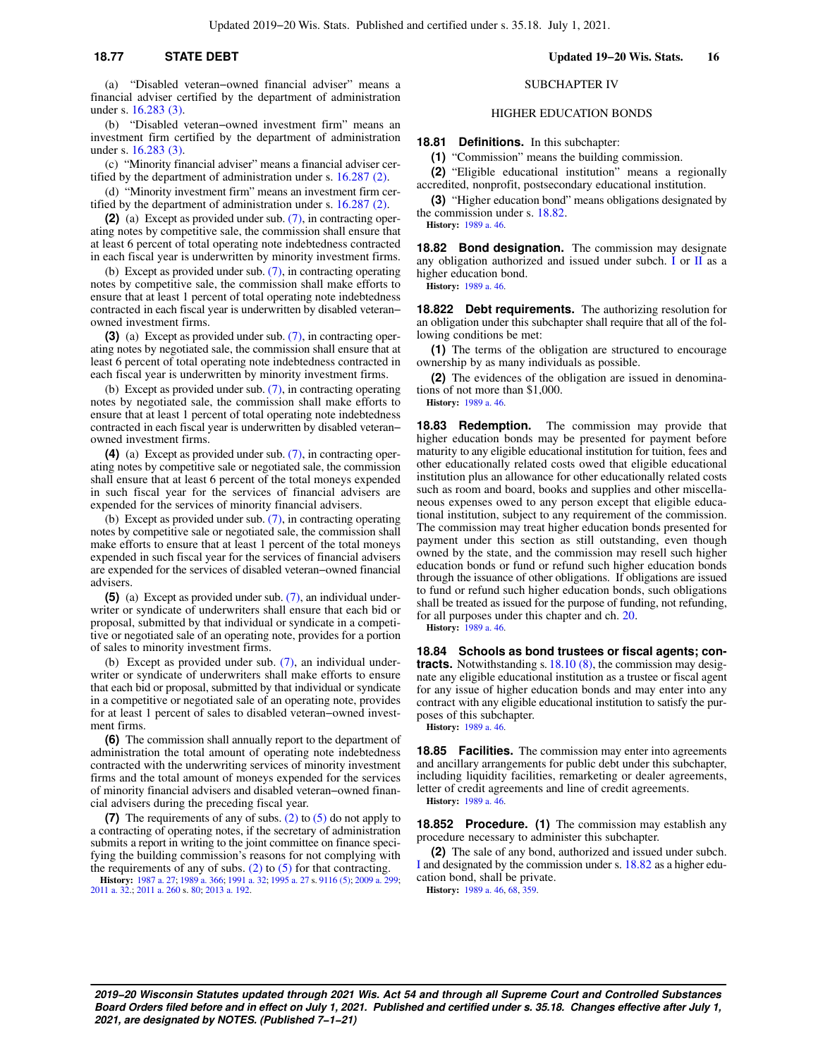(a) "Disabled veteran−owned financial adviser" means a financial adviser certified by the department of administration under s. 16.283 (3).

(b) "Disabled veteran−owned investment firm" means an investment firm certified by the department of administration under s. 16.283 (3).

(c) "Minority financial adviser" means a financial adviser certified by the department of administration under s. 16.287 (2).

(d) "Minority investment firm" means an investment firm certified by the department of administration under s. 16.287 (2).

**(2)** (a) Except as provided under sub. (7), in contracting operating notes by competitive sale, the commission shall ensure that at least 6 percent of total operating note indebtedness contracted in each fiscal year is underwritten by minority investment firms.

(b) Except as provided under sub. (7), in contracting operating notes by competitive sale, the commission shall make efforts to ensure that at least 1 percent of total operating note indebtedness contracted in each fiscal year is underwritten by disabled veteran−owned investment firms.

**(3)** (a) Except as provided under sub. (7), in contracting operating notes by negotiated sale, the commission shall ensure that at least 6 percent of total operating note indebtedness contracted in each fiscal year is underwritten by minority investment firms.

(b) Except as provided under sub. (7), in contracting operating notes by negotiated sale, the commission shall make efforts to ensure that at least 1 percent of total operating note indebtedness contracted in each fiscal year is underwritten by disabled veteran−owned investment firms.

**(4)** (a) Except as provided under sub. (7), in contracting operating notes by competitive sale or negotiated sale, the commission shall ensure that at least 6 percent of the total moneys expended in such fiscal year for the services of financial advisers are expended for the services of minority financial advisers.

(b) Except as provided under sub. (7), in contracting operating notes by competitive sale or negotiated sale, the commission shall make efforts to ensure that at least 1 percent of the total moneys expended in such fiscal year for the services of financial advisers are expended for the services of disabled veteran−owned financial advisers.

**(5)** (a) Except as provided under sub. (7), an individual underwriter or syndicate of underwriters shall ensure that each bid or proposal, submitted by that individual or syndicate in a competitive or negotiated sale of an operating note, provides for a portion of sales to minority investment firms.

(b) Except as provided under sub. (7), an individual underwriter or syndicate of underwriters shall make efforts to ensure that each bid or proposal, submitted by that individual or syndicate in a competitive or negotiated sale of an operating note, provides for at least 1 percent of sales to disabled veteran−owned investment firms.

**(6)** The commission shall annually report to the department of administration the total amount of operating note indebtedness contracted with the underwriting services of minority investment firms and the total amount of moneys expended for the services of minority financial advisers and disabled veteran−owned financial advisers during the preceding fiscal year.

**(7)** The requirements of any of subs. (2) to (5) do not apply to a contracting of operating notes, if the secretary of administration submits a report in writing to the joint committee on finance specifying the building commission's reasons for not complying with the requirements of any of subs. (2) to (5) for that contracting.

**History:** 1987 a. 27; 1989 a. 366; 1991 a. 32; 1995 a. 27 s. 9116 (5); 2009 a. 299; 2011 a. 32.; 2011 a. 260 s. 80; 2013 a. 192.

## SUBCHAPTER IV

## HIGHER EDUCATION BONDS

**18.81 Definitions.** In this subchapter:

**(1)** "Commission" means the building commission.

**(2)** "Eligible educational institution" means a regionally accredited, nonprofit, postsecondary educational institution.

**(3)** "Higher education bond" means obligations designated by the commission under s. 18.82.

**History:** 1989 a. 46.

**18.82 Bond designation.** The commission may designate any obligation authorized and issued under subch. I or II as a higher education bond.

**History:** 1989 a. 46.

**18.822 Debt requirements.** The authorizing resolution for an obligation under this subchapter shall require that all of the following conditions be met:

**(1)** The terms of the obligation are structured to encourage ownership by as many individuals as possible.

**(2)** The evidences of the obligation are issued in denominations of not more than $1,000.

**History:** 1989 a. 46.

**18.83 Redemption.** The commission may provide that higher education bonds may be presented for payment before maturity to any eligible educational institution for tuition, fees and other educationally related costs owed that eligible educational institution plus an allowance for other educationally related costs such as room and board, books and supplies and other miscellaneous expenses owed to any person except that eligible educational institution, subject to any requirement of the commission. The commission may treat higher education bonds presented for payment under this section as still outstanding, even though owned by the state, and the commission may resell such higher education bonds or fund or refund such higher education bonds through the issuance of other obligations. If obligations are issued to fund or refund such higher education bonds, such obligations shall be treated as issued for the purpose of funding, not refunding, for all purposes under this chapter and ch. 20.

**History:** 1989 a. 46.

**18.84 Schools as bond trustees or fiscal agents; contracts.** Notwithstanding s. 18.10 (8), the commission may designate any eligible educational institution as a trustee or fiscal agent for any issue of higher education bonds and may enter into any contract with any eligible educational institution to satisfy the purposes of this subchapter.

**History:** 1989 a. 46.

**18.85 Facilities.** The commission may enter into agreements and ancillary arrangements for public debt under this subchapter, including liquidity facilities, remarketing or dealer agreements, letter of credit agreements and line of credit agreements.

**History:** 1989 a. 46.

**18.852 Procedure. (1)** The commission may establish any procedure necessary to administer this subchapter.

**(2)** The sale of any bond, authorized and issued under subch. I and designated by the commission under s. 18.82 as a higher education bond, shall be private.

**History:** 1989 a. 46, 68, 359.